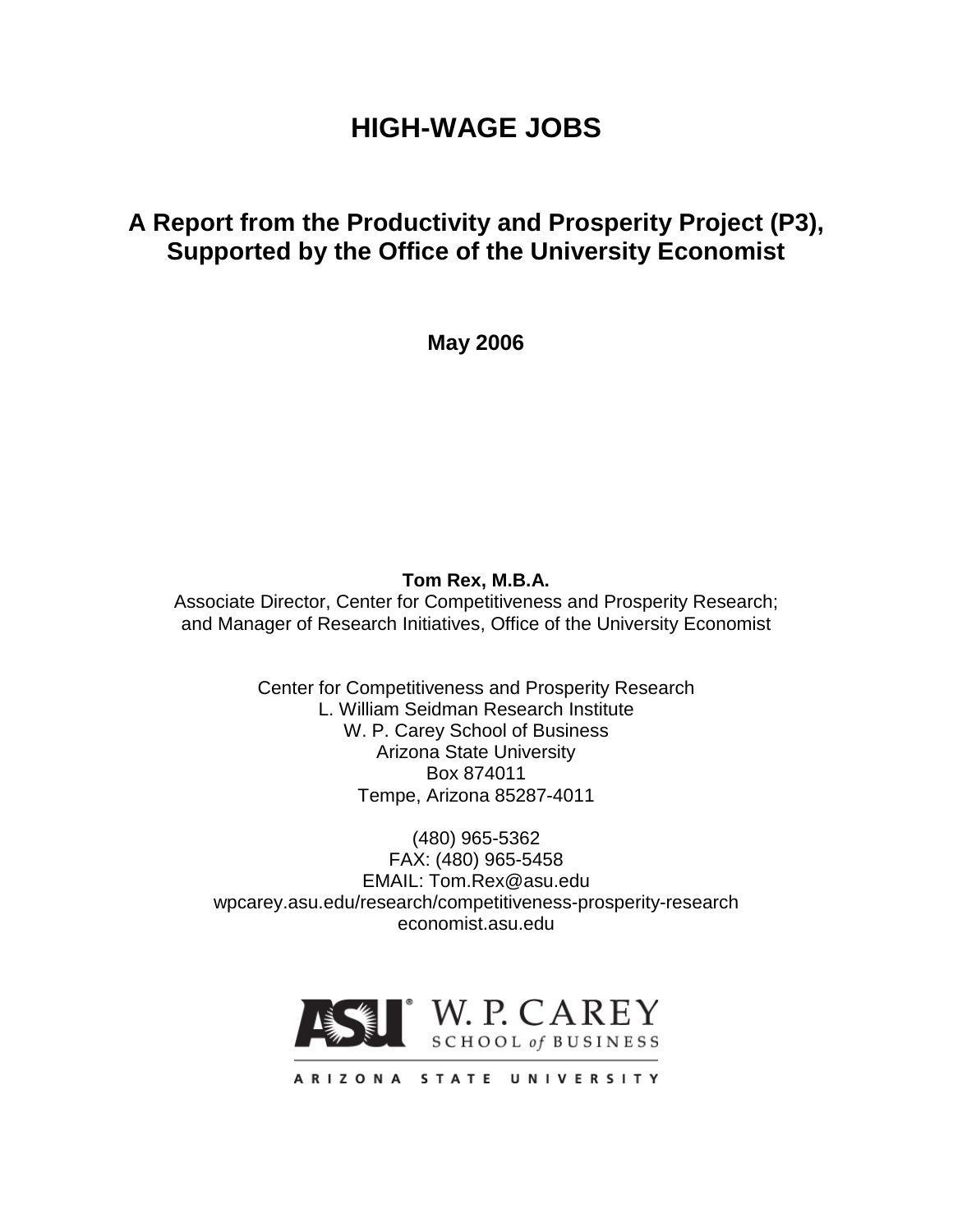# HIGH-WAGE JOBS

## A Report from the Productivity and Prosperity Project (P3), Supported by the Office of the University Economist

**May 2006**

**Tom Rex, M.B.A.**
Associate Director, Center for Competitiveness and Prosperity Research;
and Manager of Research Initiatives, Office of the University Economist

Center for Competitiveness and Prosperity Research
L. William Seidman Research Institute
W. P. Carey School of Business
Arizona State University
Box 874011
Tempe, Arizona 85287-4011

(480) 965-5362
FAX: (480) 965-5458
EMAIL: Tom.Rex@asu.edu
wpcarey.asu.edu/research/competitiveness-prosperity-research
economist.asu.edu

ASU W. P. CAREY SCHOOL of BUSINESS
ARIZONA STATE UNIVERSITY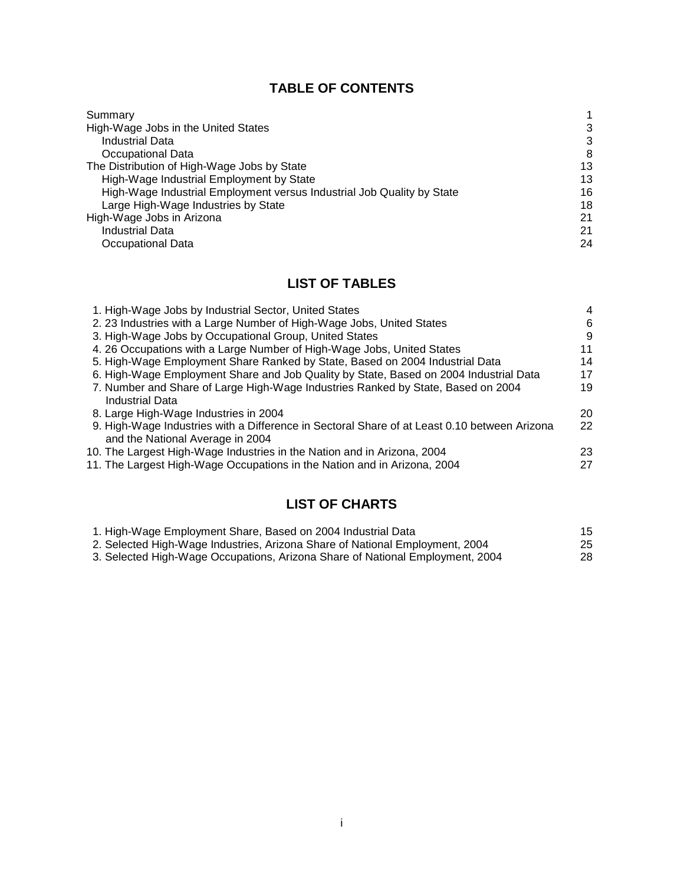## TABLE OF CONTENTS

| | |
|---|---|
| Summary | 1 |
| High-Wage Jobs in the United States | 3 |
| Industrial Data | 3 |
| Occupational Data | 8 |
| The Distribution of High-Wage Jobs by State | 13 |
| High-Wage Industrial Employment by State | 13 |
| High-Wage Industrial Employment versus Industrial Job Quality by State | 16 |
| Large High-Wage Industries by State | 18 |
| High-Wage Jobs in Arizona | 21 |
| Industrial Data | 21 |
| Occupational Data | 24 |

## LIST OF TABLES

| | |
|---|---|
| 1. High-Wage Jobs by Industrial Sector, United States | 4 |
| 2. 23 Industries with a Large Number of High-Wage Jobs, United States | 6 |
| 3. High-Wage Jobs by Occupational Group, United States | 9 |
| 4. 26 Occupations with a Large Number of High-Wage Jobs, United States | 11 |
| 5. High-Wage Employment Share Ranked by State, Based on 2004 Industrial Data | 14 |
| 6. High-Wage Employment Share and Job Quality by State, Based on 2004 Industrial Data | 17 |
| 7. Number and Share of Large High-Wage Industries Ranked by State, Based on 2004 Industrial Data | 19 |
| 8. Large High-Wage Industries in 2004 | 20 |
| 9. High-Wage Industries with a Difference in Sectoral Share of at Least 0.10 between Arizona and the National Average in 2004 | 22 |
| 10. The Largest High-Wage Industries in the Nation and in Arizona, 2004 | 23 |
| 11. The Largest High-Wage Occupations in the Nation and in Arizona, 2004 | 27 |

## LIST OF CHARTS

| | |
|---|---|
| 1. High-Wage Employment Share, Based on 2004 Industrial Data | 15 |
| 2. Selected High-Wage Industries, Arizona Share of National Employment, 2004 | 25 |
| 3. Selected High-Wage Occupations, Arizona Share of National Employment, 2004 | 28 |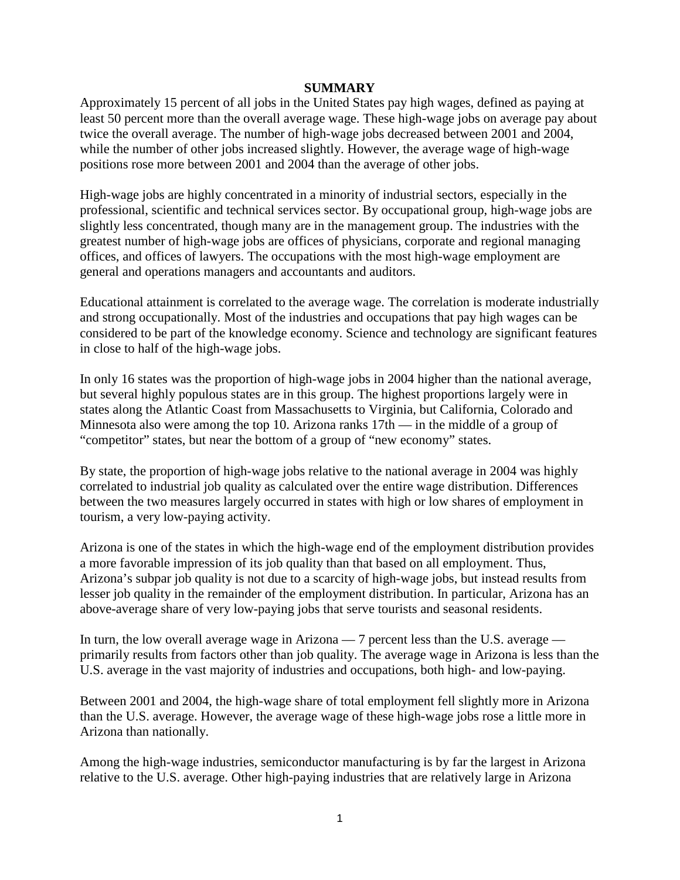## SUMMARY

Approximately 15 percent of all jobs in the United States pay high wages, defined as paying at least 50 percent more than the overall average wage. These high-wage jobs on average pay about twice the overall average. The number of high-wage jobs decreased between 2001 and 2004, while the number of other jobs increased slightly. However, the average wage of high-wage positions rose more between 2001 and 2004 than the average of other jobs.

High-wage jobs are highly concentrated in a minority of industrial sectors, especially in the professional, scientific and technical services sector. By occupational group, high-wage jobs are slightly less concentrated, though many are in the management group. The industries with the greatest number of high-wage jobs are offices of physicians, corporate and regional managing offices, and offices of lawyers. The occupations with the most high-wage employment are general and operations managers and accountants and auditors.

Educational attainment is correlated to the average wage. The correlation is moderate industrially and strong occupationally. Most of the industries and occupations that pay high wages can be considered to be part of the knowledge economy. Science and technology are significant features in close to half of the high-wage jobs.

In only 16 states was the proportion of high-wage jobs in 2004 higher than the national average, but several highly populous states are in this group. The highest proportions largely were in states along the Atlantic Coast from Massachusetts to Virginia, but California, Colorado and Minnesota also were among the top 10. Arizona ranks 17th — in the middle of a group of "competitor" states, but near the bottom of a group of "new economy" states.

By state, the proportion of high-wage jobs relative to the national average in 2004 was highly correlated to industrial job quality as calculated over the entire wage distribution. Differences between the two measures largely occurred in states with high or low shares of employment in tourism, a very low-paying activity.

Arizona is one of the states in which the high-wage end of the employment distribution provides a more favorable impression of its job quality than that based on all employment. Thus, Arizona's subpar job quality is not due to a scarcity of high-wage jobs, but instead results from lesser job quality in the remainder of the employment distribution. In particular, Arizona has an above-average share of very low-paying jobs that serve tourists and seasonal residents.

In turn, the low overall average wage in Arizona — 7 percent less than the U.S. average — primarily results from factors other than job quality. The average wage in Arizona is less than the U.S. average in the vast majority of industries and occupations, both high- and low-paying.

Between 2001 and 2004, the high-wage share of total employment fell slightly more in Arizona than the U.S. average. However, the average wage of these high-wage jobs rose a little more in Arizona than nationally.

Among the high-wage industries, semiconductor manufacturing is by far the largest in Arizona relative to the U.S. average. Other high-paying industries that are relatively large in Arizona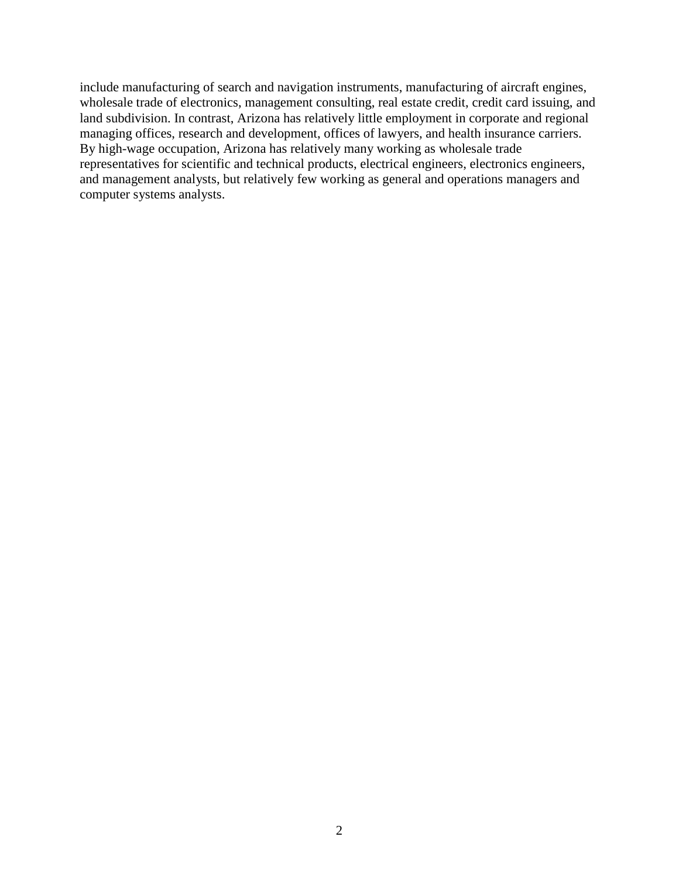include manufacturing of search and navigation instruments, manufacturing of aircraft engines, wholesale trade of electronics, management consulting, real estate credit, credit card issuing, and land subdivision. In contrast, Arizona has relatively little employment in corporate and regional managing offices, research and development, offices of lawyers, and health insurance carriers. By high-wage occupation, Arizona has relatively many working as wholesale trade representatives for scientific and technical products, electrical engineers, electronics engineers, and management analysts, but relatively few working as general and operations managers and computer systems analysts.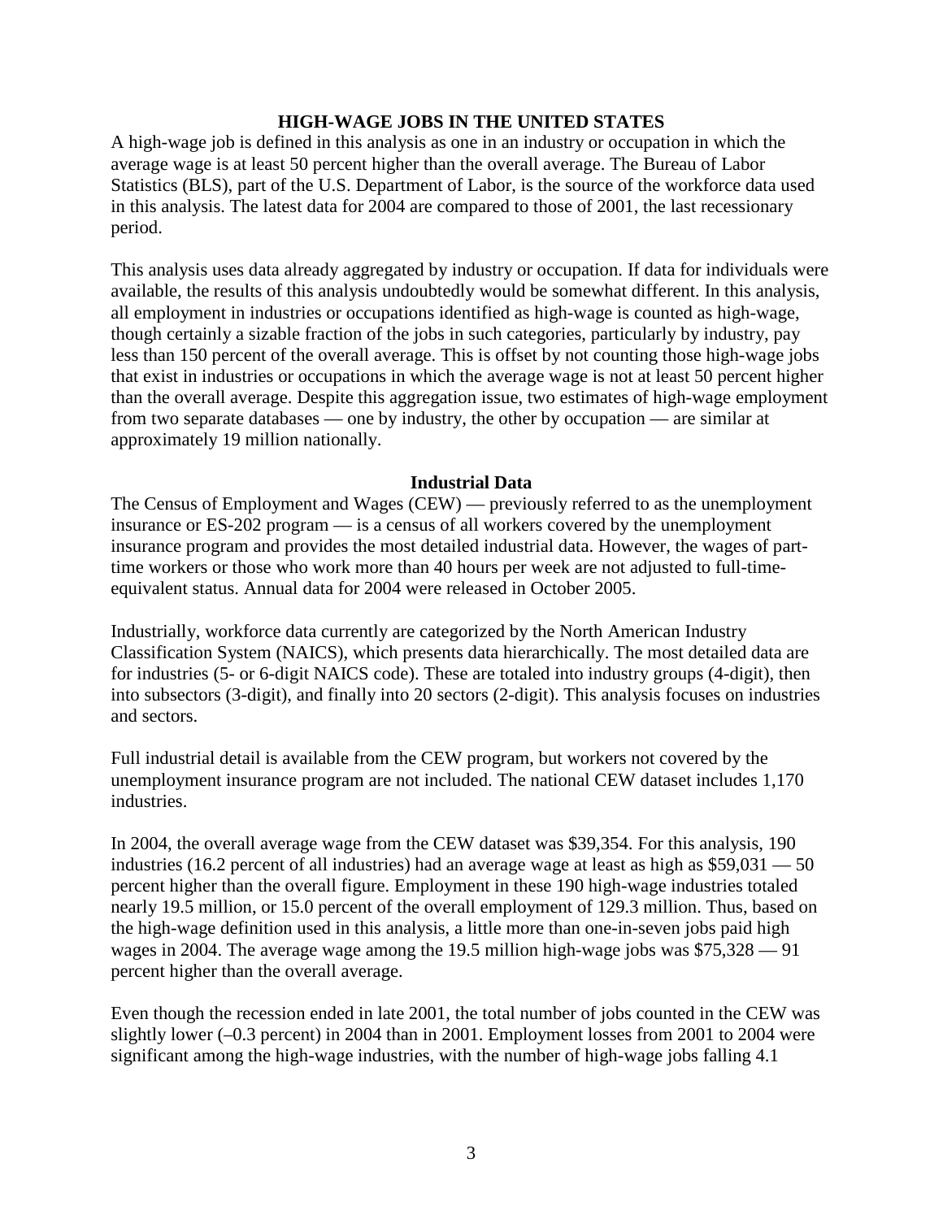## HIGH-WAGE JOBS IN THE UNITED STATES

A high-wage job is defined in this analysis as one in an industry or occupation in which the average wage is at least 50 percent higher than the overall average. The Bureau of Labor Statistics (BLS), part of the U.S. Department of Labor, is the source of the workforce data used in this analysis. The latest data for 2004 are compared to those of 2001, the last recessionary period.

This analysis uses data already aggregated by industry or occupation. If data for individuals were available, the results of this analysis undoubtedly would be somewhat different. In this analysis, all employment in industries or occupations identified as high-wage is counted as high-wage, though certainly a sizable fraction of the jobs in such categories, particularly by industry, pay less than 150 percent of the overall average. This is offset by not counting those high-wage jobs that exist in industries or occupations in which the average wage is not at least 50 percent higher than the overall average. Despite this aggregation issue, two estimates of high-wage employment from two separate databases — one by industry, the other by occupation — are similar at approximately 19 million nationally.

### Industrial Data

The Census of Employment and Wages (CEW) — previously referred to as the unemployment insurance or ES-202 program — is a census of all workers covered by the unemployment insurance program and provides the most detailed industrial data. However, the wages of part-time workers or those who work more than 40 hours per week are not adjusted to full-time-equivalent status. Annual data for 2004 were released in October 2005.

Industrially, workforce data currently are categorized by the North American Industry Classification System (NAICS), which presents data hierarchically. The most detailed data are for industries (5- or 6-digit NAICS code). These are totaled into industry groups (4-digit), then into subsectors (3-digit), and finally into 20 sectors (2-digit). This analysis focuses on industries and sectors.

Full industrial detail is available from the CEW program, but workers not covered by the unemployment insurance program are not included. The national CEW dataset includes 1,170 industries.

In 2004, the overall average wage from the CEW dataset was $39,354. For this analysis, 190 industries (16.2 percent of all industries) had an average wage at least as high as $59,031 — 50 percent higher than the overall figure. Employment in these 190 high-wage industries totaled nearly 19.5 million, or 15.0 percent of the overall employment of 129.3 million. Thus, based on the high-wage definition used in this analysis, a little more than one-in-seven jobs paid high wages in 2004. The average wage among the 19.5 million high-wage jobs was $75,328 — 91 percent higher than the overall average.

Even though the recession ended in late 2001, the total number of jobs counted in the CEW was slightly lower (–0.3 percent) in 2004 than in 2001. Employment losses from 2001 to 2004 were significant among the high-wage industries, with the number of high-wage jobs falling 4.1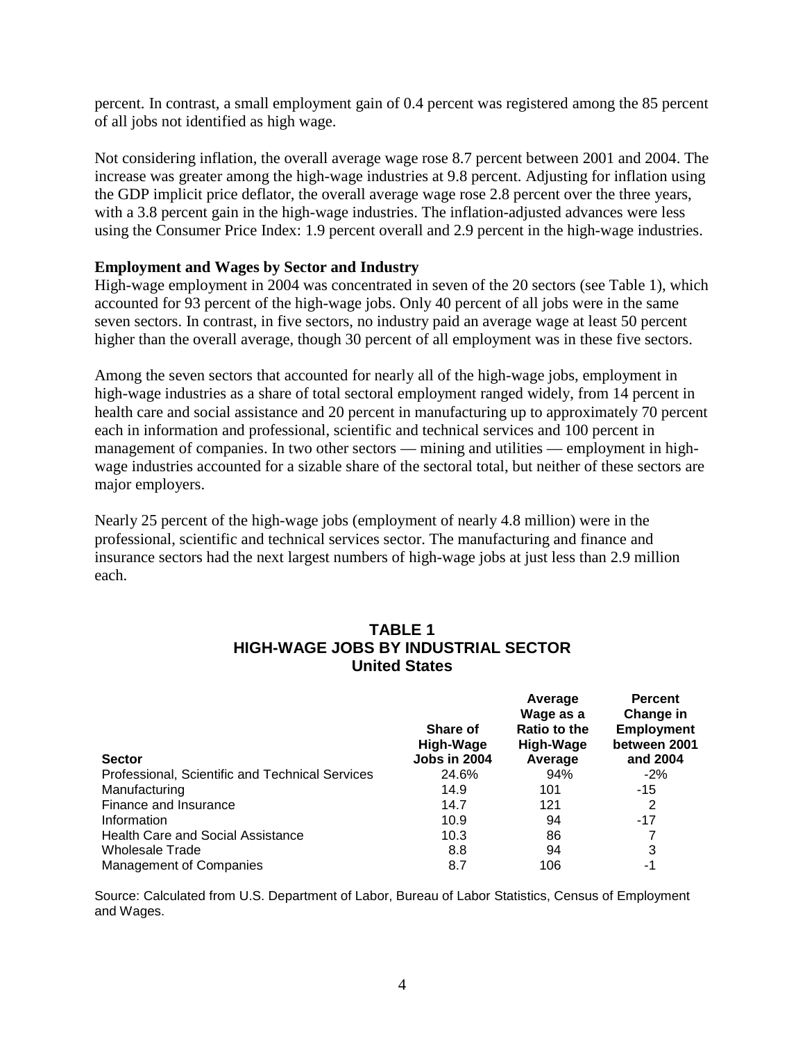percent. In contrast, a small employment gain of 0.4 percent was registered among the 85 percent of all jobs not identified as high wage.

Not considering inflation, the overall average wage rose 8.7 percent between 2001 and 2004. The increase was greater among the high-wage industries at 9.8 percent. Adjusting for inflation using the GDP implicit price deflator, the overall average wage rose 2.8 percent over the three years, with a 3.8 percent gain in the high-wage industries. The inflation-adjusted advances were less using the Consumer Price Index: 1.9 percent overall and 2.9 percent in the high-wage industries.

**Employment and Wages by Sector and Industry**

High-wage employment in 2004 was concentrated in seven of the 20 sectors (see Table 1), which accounted for 93 percent of the high-wage jobs. Only 40 percent of all jobs were in the same seven sectors. In contrast, in five sectors, no industry paid an average wage at least 50 percent higher than the overall average, though 30 percent of all employment was in these five sectors.

Among the seven sectors that accounted for nearly all of the high-wage jobs, employment in high-wage industries as a share of total sectoral employment ranged widely, from 14 percent in health care and social assistance and 20 percent in manufacturing up to approximately 70 percent each in information and professional, scientific and technical services and 100 percent in management of companies. In two other sectors — mining and utilities — employment in high-wage industries accounted for a sizable share of the sectoral total, but neither of these sectors are major employers.

Nearly 25 percent of the high-wage jobs (employment of nearly 4.8 million) were in the professional, scientific and technical services sector. The manufacturing and finance and insurance sectors had the next largest numbers of high-wage jobs at just less than 2.9 million each.

**TABLE 1**
**HIGH-WAGE JOBS BY INDUSTRIAL SECTOR**
**United States**

| Sector | Share of High-Wage Jobs in 2004 | Average Wage as a Ratio to the High-Wage Average | Percent Change in Employment between 2001 and 2004 |
|---|---|---|---|
| Professional, Scientific and Technical Services | 24.6% | 94% | -2% |
| Manufacturing | 14.9 | 101 | -15 |
| Finance and Insurance | 14.7 | 121 | 2 |
| Information | 10.9 | 94 | -17 |
| Health Care and Social Assistance | 10.3 | 86 | 7 |
| Wholesale Trade | 8.8 | 94 | 3 |
| Management of Companies | 8.7 | 106 | -1 |

Source: Calculated from U.S. Department of Labor, Bureau of Labor Statistics, Census of Employment and Wages.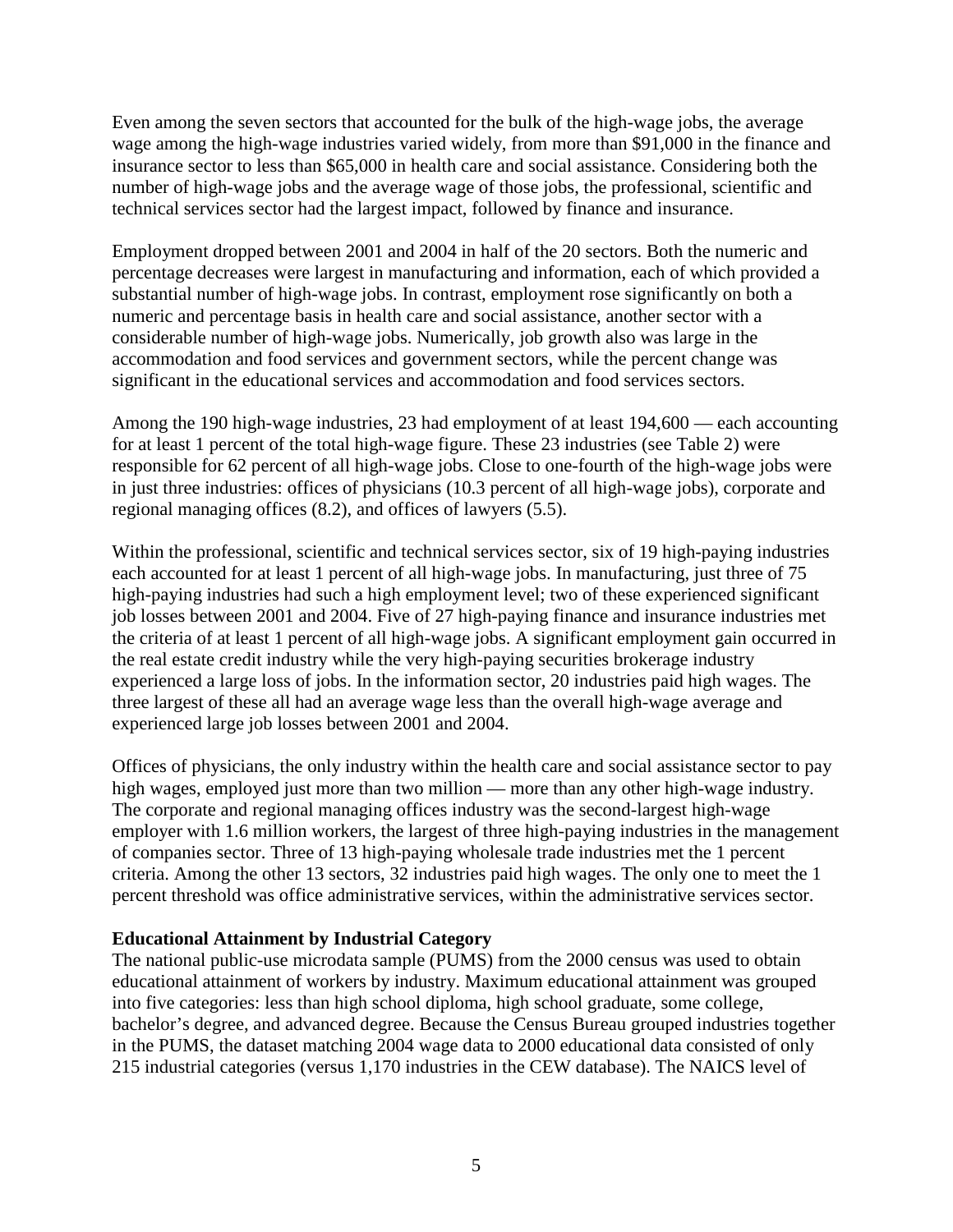Even among the seven sectors that accounted for the bulk of the high-wage jobs, the average wage among the high-wage industries varied widely, from more than $91,000 in the finance and insurance sector to less than $65,000 in health care and social assistance. Considering both the number of high-wage jobs and the average wage of those jobs, the professional, scientific and technical services sector had the largest impact, followed by finance and insurance.

Employment dropped between 2001 and 2004 in half of the 20 sectors. Both the numeric and percentage decreases were largest in manufacturing and information, each of which provided a substantial number of high-wage jobs. In contrast, employment rose significantly on both a numeric and percentage basis in health care and social assistance, another sector with a considerable number of high-wage jobs. Numerically, job growth also was large in the accommodation and food services and government sectors, while the percent change was significant in the educational services and accommodation and food services sectors.

Among the 190 high-wage industries, 23 had employment of at least 194,600 — each accounting for at least 1 percent of the total high-wage figure. These 23 industries (see Table 2) were responsible for 62 percent of all high-wage jobs. Close to one-fourth of the high-wage jobs were in just three industries: offices of physicians (10.3 percent of all high-wage jobs), corporate and regional managing offices (8.2), and offices of lawyers (5.5).

Within the professional, scientific and technical services sector, six of 19 high-paying industries each accounted for at least 1 percent of all high-wage jobs. In manufacturing, just three of 75 high-paying industries had such a high employment level; two of these experienced significant job losses between 2001 and 2004. Five of 27 high-paying finance and insurance industries met the criteria of at least 1 percent of all high-wage jobs. A significant employment gain occurred in the real estate credit industry while the very high-paying securities brokerage industry experienced a large loss of jobs. In the information sector, 20 industries paid high wages. The three largest of these all had an average wage less than the overall high-wage average and experienced large job losses between 2001 and 2004.

Offices of physicians, the only industry within the health care and social assistance sector to pay high wages, employed just more than two million — more than any other high-wage industry. The corporate and regional managing offices industry was the second-largest high-wage employer with 1.6 million workers, the largest of three high-paying industries in the management of companies sector. Three of 13 high-paying wholesale trade industries met the 1 percent criteria. Among the other 13 sectors, 32 industries paid high wages. The only one to meet the 1 percent threshold was office administrative services, within the administrative services sector.

**Educational Attainment by Industrial Category**

The national public-use microdata sample (PUMS) from the 2000 census was used to obtain educational attainment of workers by industry. Maximum educational attainment was grouped into five categories: less than high school diploma, high school graduate, some college, bachelor's degree, and advanced degree. Because the Census Bureau grouped industries together in the PUMS, the dataset matching 2004 wage data to 2000 educational data consisted of only 215 industrial categories (versus 1,170 industries in the CEW database). The NAICS level of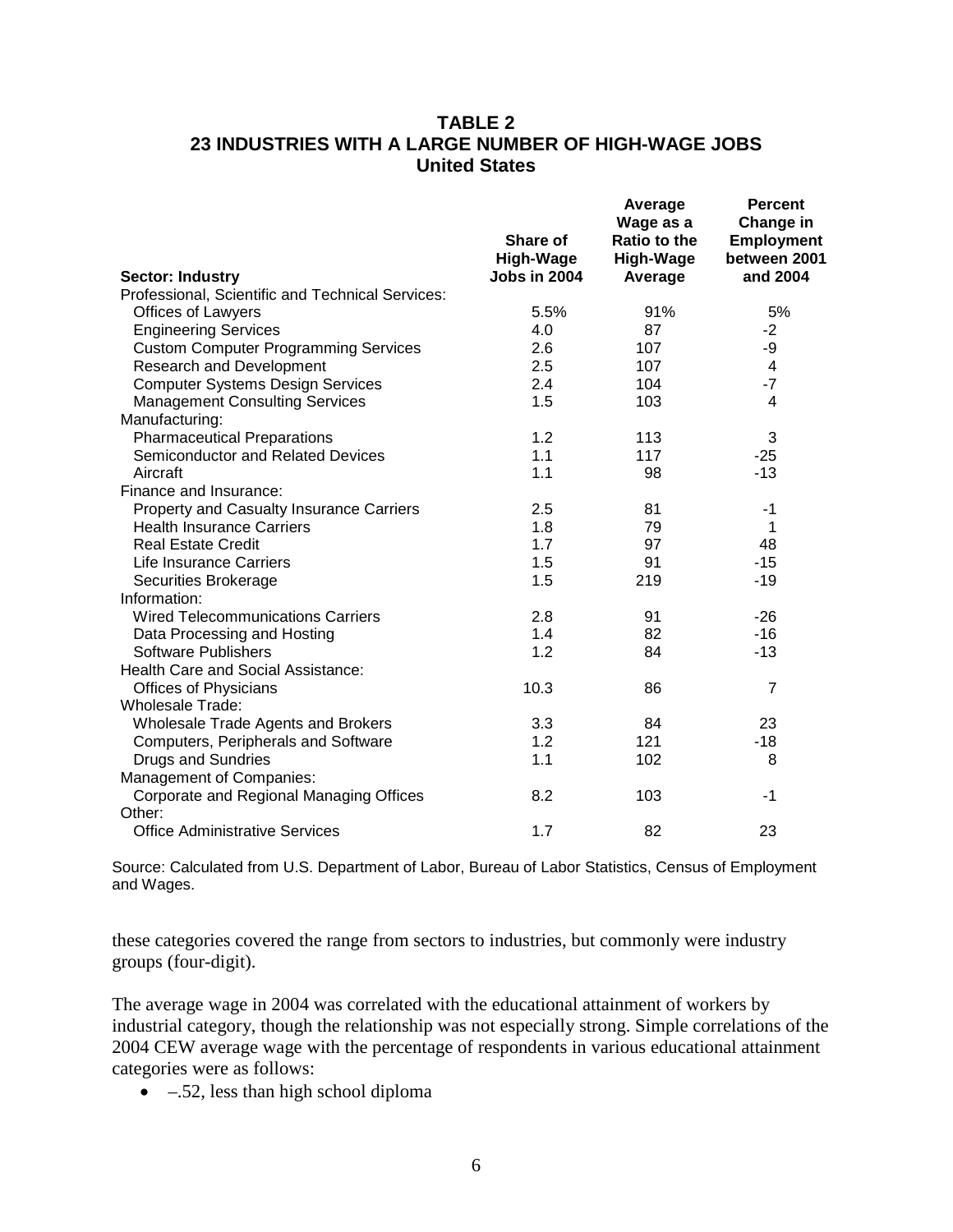**TABLE 2**
**23 INDUSTRIES WITH A LARGE NUMBER OF HIGH-WAGE JOBS**
**United States**

| Sector: Industry | Share of High-Wage Jobs in 2004 | Average Wage as a Ratio to the High-Wage Average | Percent Change in Employment between 2001 and 2004 |
|---|---|---|---|
| Professional, Scientific and Technical Services: | | | |
| Offices of Lawyers | 5.5% | 91% | 5% |
| Engineering Services | 4.0 | 87 | -2 |
| Custom Computer Programming Services | 2.6 | 107 | -9 |
| Research and Development | 2.5 | 107 | 4 |
| Computer Systems Design Services | 2.4 | 104 | -7 |
| Management Consulting Services | 1.5 | 103 | 4 |
| Manufacturing: | | | |
| Pharmaceutical Preparations | 1.2 | 113 | 3 |
| Semiconductor and Related Devices | 1.1 | 117 | -25 |
| Aircraft | 1.1 | 98 | -13 |
| Finance and Insurance: | | | |
| Property and Casualty Insurance Carriers | 2.5 | 81 | -1 |
| Health Insurance Carriers | 1.8 | 79 | 1 |
| Real Estate Credit | 1.7 | 97 | 48 |
| Life Insurance Carriers | 1.5 | 91 | -15 |
| Securities Brokerage | 1.5 | 219 | -19 |
| Information: | | | |
| Wired Telecommunications Carriers | 2.8 | 91 | -26 |
| Data Processing and Hosting | 1.4 | 82 | -16 |
| Software Publishers | 1.2 | 84 | -13 |
| Health Care and Social Assistance: | | | |
| Offices of Physicians | 10.3 | 86 | 7 |
| Wholesale Trade: | | | |
| Wholesale Trade Agents and Brokers | 3.3 | 84 | 23 |
| Computers, Peripherals and Software | 1.2 | 121 | -18 |
| Drugs and Sundries | 1.1 | 102 | 8 |
| Management of Companies: | | | |
| Corporate and Regional Managing Offices | 8.2 | 103 | -1 |
| Other: | | | |
| Office Administrative Services | 1.7 | 82 | 23 |

Source: Calculated from U.S. Department of Labor, Bureau of Labor Statistics, Census of Employment and Wages.

these categories covered the range from sectors to industries, but commonly were industry groups (four-digit).

The average wage in 2004 was correlated with the educational attainment of workers by industrial category, though the relationship was not especially strong. Simple correlations of the 2004 CEW average wage with the percentage of respondents in various educational attainment categories were as follows:

- –.52, less than high school diploma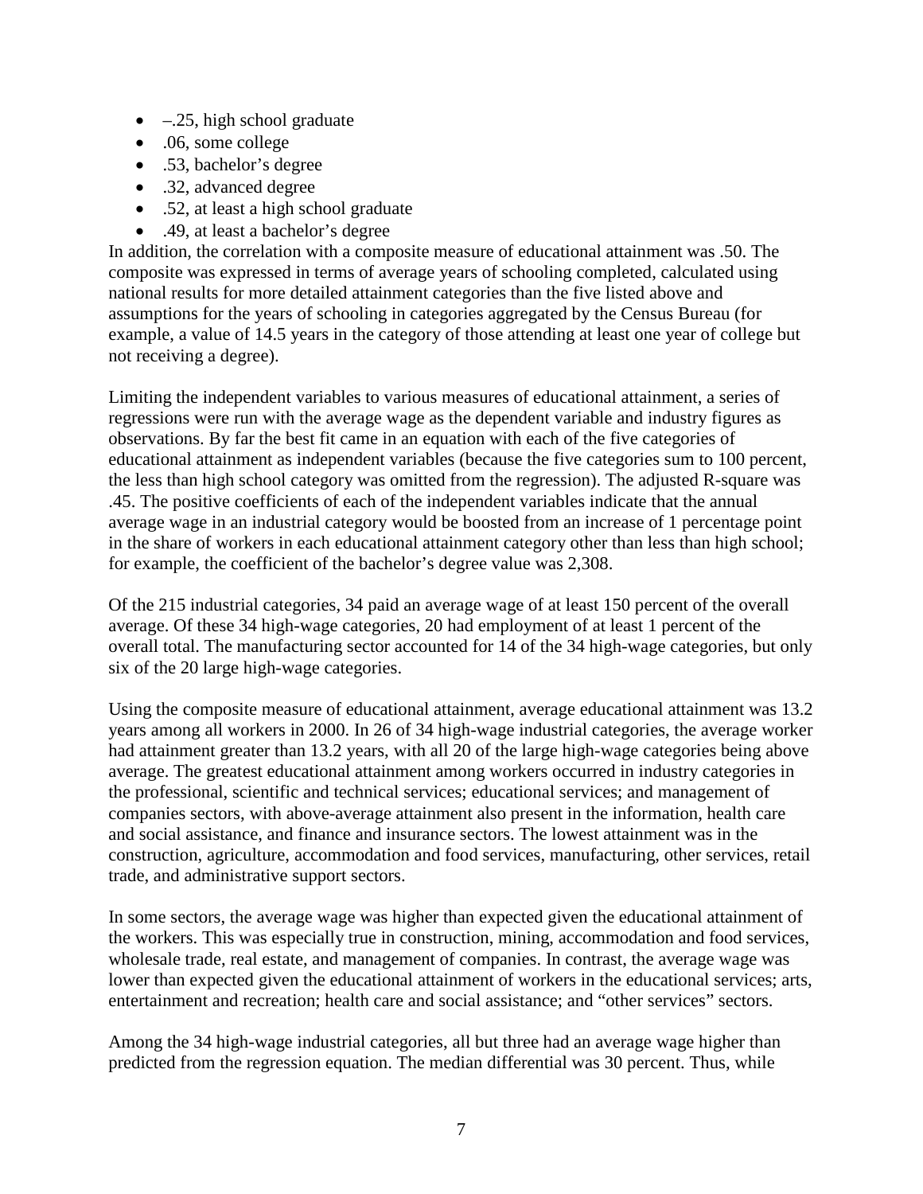- –.25, high school graduate
- .06, some college
- .53, bachelor's degree
- .32, advanced degree
- .52, at least a high school graduate
- .49, at least a bachelor's degree

In addition, the correlation with a composite measure of educational attainment was .50. The composite was expressed in terms of average years of schooling completed, calculated using national results for more detailed attainment categories than the five listed above and assumptions for the years of schooling in categories aggregated by the Census Bureau (for example, a value of 14.5 years in the category of those attending at least one year of college but not receiving a degree).

Limiting the independent variables to various measures of educational attainment, a series of regressions were run with the average wage as the dependent variable and industry figures as observations. By far the best fit came in an equation with each of the five categories of educational attainment as independent variables (because the five categories sum to 100 percent, the less than high school category was omitted from the regression). The adjusted R-square was .45. The positive coefficients of each of the independent variables indicate that the annual average wage in an industrial category would be boosted from an increase of 1 percentage point in the share of workers in each educational attainment category other than less than high school; for example, the coefficient of the bachelor's degree value was 2,308.

Of the 215 industrial categories, 34 paid an average wage of at least 150 percent of the overall average. Of these 34 high-wage categories, 20 had employment of at least 1 percent of the overall total. The manufacturing sector accounted for 14 of the 34 high-wage categories, but only six of the 20 large high-wage categories.

Using the composite measure of educational attainment, average educational attainment was 13.2 years among all workers in 2000. In 26 of 34 high-wage industrial categories, the average worker had attainment greater than 13.2 years, with all 20 of the large high-wage categories being above average. The greatest educational attainment among workers occurred in industry categories in the professional, scientific and technical services; educational services; and management of companies sectors, with above-average attainment also present in the information, health care and social assistance, and finance and insurance sectors. The lowest attainment was in the construction, agriculture, accommodation and food services, manufacturing, other services, retail trade, and administrative support sectors.

In some sectors, the average wage was higher than expected given the educational attainment of the workers. This was especially true in construction, mining, accommodation and food services, wholesale trade, real estate, and management of companies. In contrast, the average wage was lower than expected given the educational attainment of workers in the educational services; arts, entertainment and recreation; health care and social assistance; and "other services" sectors.

Among the 34 high-wage industrial categories, all but three had an average wage higher than predicted from the regression equation. The median differential was 30 percent. Thus, while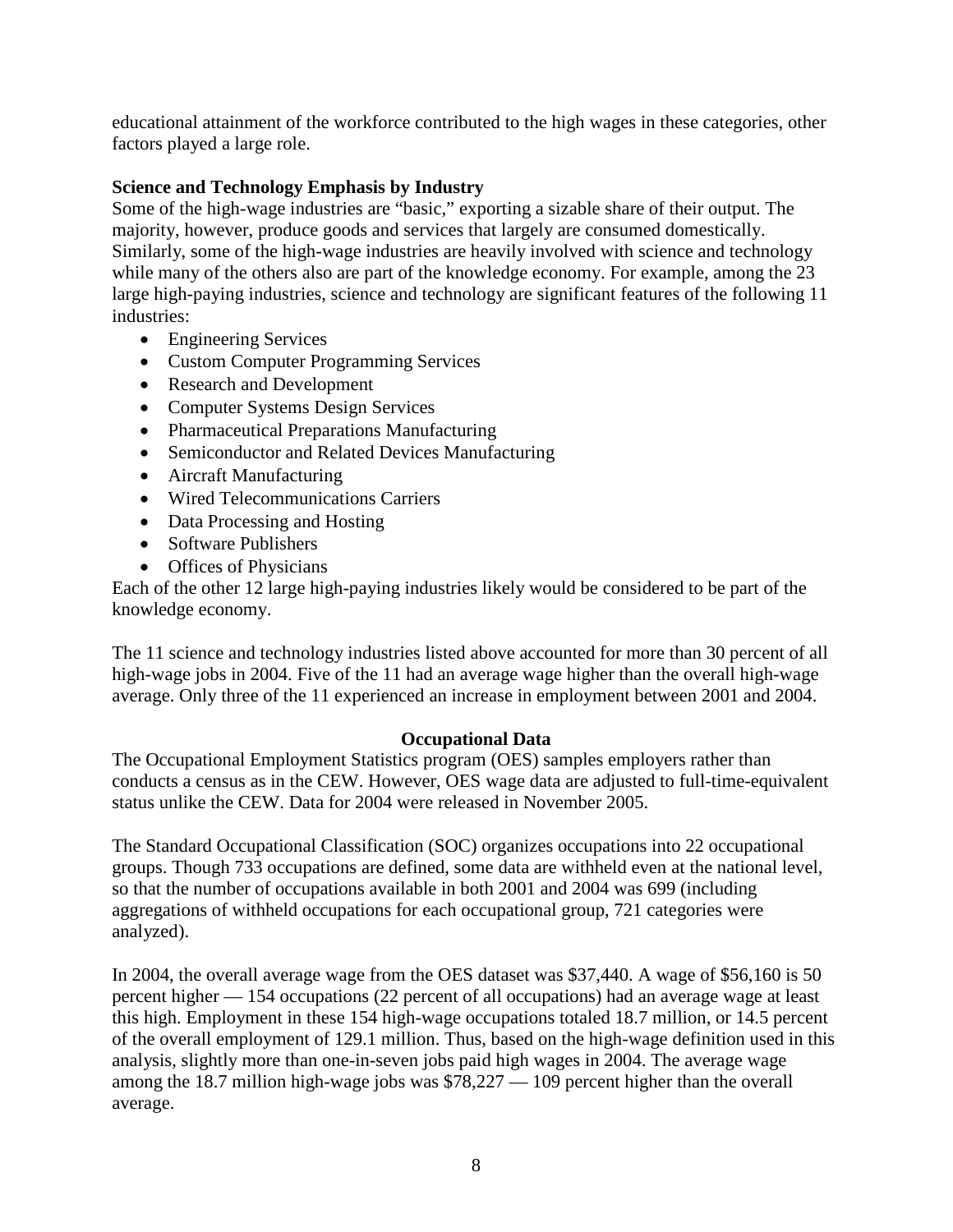educational attainment of the workforce contributed to the high wages in these categories, other factors played a large role.

### Science and Technology Emphasis by Industry

Some of the high-wage industries are "basic," exporting a sizable share of their output. The majority, however, produce goods and services that largely are consumed domestically. Similarly, some of the high-wage industries are heavily involved with science and technology while many of the others also are part of the knowledge economy. For example, among the 23 large high-paying industries, science and technology are significant features of the following 11 industries:

- Engineering Services
- Custom Computer Programming Services
- Research and Development
- Computer Systems Design Services
- Pharmaceutical Preparations Manufacturing
- Semiconductor and Related Devices Manufacturing
- Aircraft Manufacturing
- Wired Telecommunications Carriers
- Data Processing and Hosting
- Software Publishers
- Offices of Physicians

Each of the other 12 large high-paying industries likely would be considered to be part of the knowledge economy.

The 11 science and technology industries listed above accounted for more than 30 percent of all high-wage jobs in 2004. Five of the 11 had an average wage higher than the overall high-wage average. Only three of the 11 experienced an increase in employment between 2001 and 2004.

## Occupational Data

The Occupational Employment Statistics program (OES) samples employers rather than conducts a census as in the CEW. However, OES wage data are adjusted to full-time-equivalent status unlike the CEW. Data for 2004 were released in November 2005.

The Standard Occupational Classification (SOC) organizes occupations into 22 occupational groups. Though 733 occupations are defined, some data are withheld even at the national level, so that the number of occupations available in both 2001 and 2004 was 699 (including aggregations of withheld occupations for each occupational group, 721 categories were analyzed).

In 2004, the overall average wage from the OES dataset was $37,440. A wage of $56,160 is 50 percent higher — 154 occupations (22 percent of all occupations) had an average wage at least this high. Employment in these 154 high-wage occupations totaled 18.7 million, or 14.5 percent of the overall employment of 129.1 million. Thus, based on the high-wage definition used in this analysis, slightly more than one-in-seven jobs paid high wages in 2004. The average wage among the 18.7 million high-wage jobs was $78,227 — 109 percent higher than the overall average.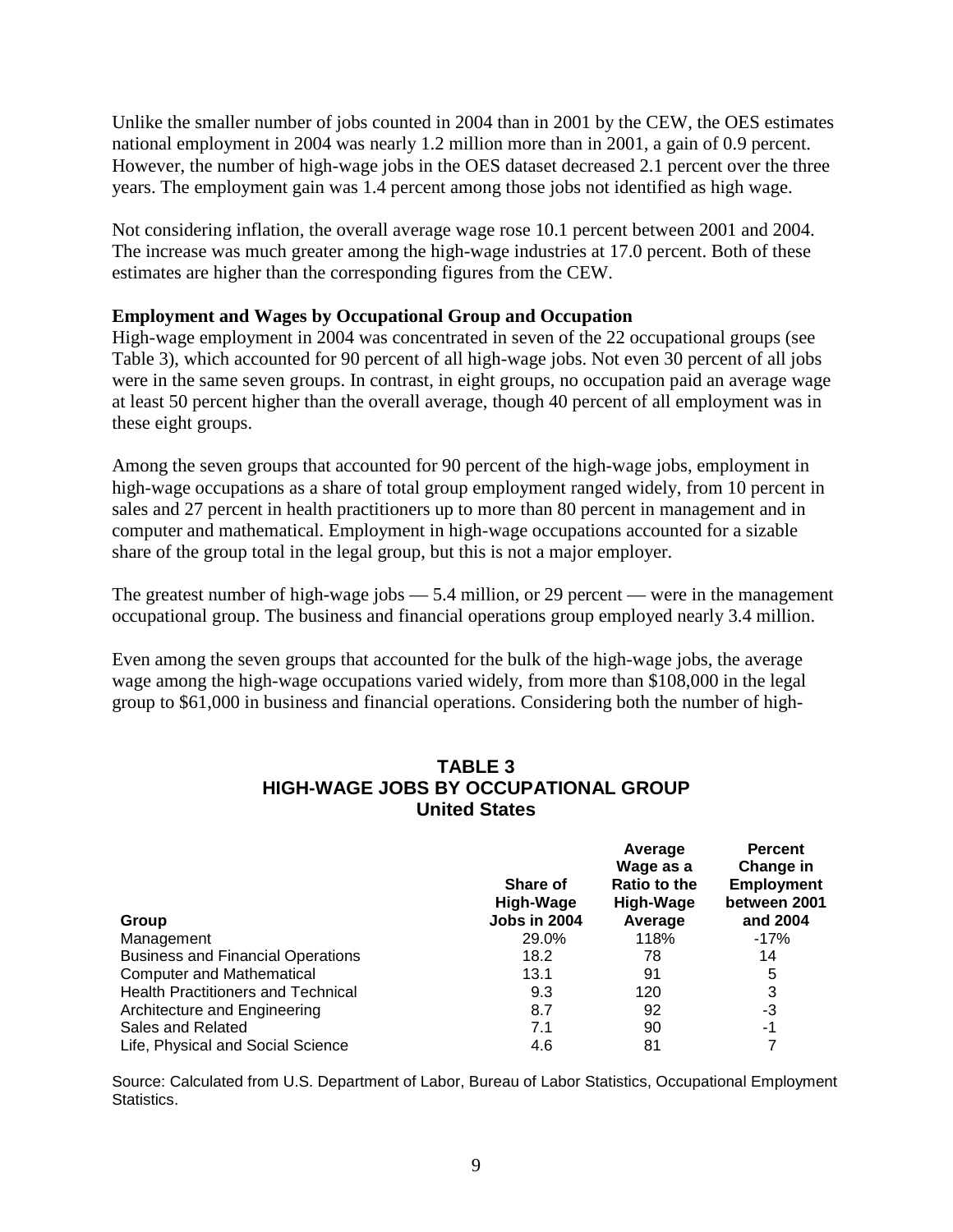Unlike the smaller number of jobs counted in 2004 than in 2001 by the CEW, the OES estimates national employment in 2004 was nearly 1.2 million more than in 2001, a gain of 0.9 percent. However, the number of high-wage jobs in the OES dataset decreased 2.1 percent over the three years. The employment gain was 1.4 percent among those jobs not identified as high wage.

Not considering inflation, the overall average wage rose 10.1 percent between 2001 and 2004. The increase was much greater among the high-wage industries at 17.0 percent. Both of these estimates are higher than the corresponding figures from the CEW.

**Employment and Wages by Occupational Group and Occupation**

High-wage employment in 2004 was concentrated in seven of the 22 occupational groups (see Table 3), which accounted for 90 percent of all high-wage jobs. Not even 30 percent of all jobs were in the same seven groups. In contrast, in eight groups, no occupation paid an average wage at least 50 percent higher than the overall average, though 40 percent of all employment was in these eight groups.

Among the seven groups that accounted for 90 percent of the high-wage jobs, employment in high-wage occupations as a share of total group employment ranged widely, from 10 percent in sales and 27 percent in health practitioners up to more than 80 percent in management and in computer and mathematical. Employment in high-wage occupations accounted for a sizable share of the group total in the legal group, but this is not a major employer.

The greatest number of high-wage jobs — 5.4 million, or 29 percent — were in the management occupational group. The business and financial operations group employed nearly 3.4 million.

Even among the seven groups that accounted for the bulk of the high-wage jobs, the average wage among the high-wage occupations varied widely, from more than $108,000 in the legal group to $61,000 in business and financial operations. Considering both the number of high-

**TABLE 3**
**HIGH-WAGE JOBS BY OCCUPATIONAL GROUP**
**United States**

| Group | Share of High-Wage Jobs in 2004 | Average Wage as a Ratio to the High-Wage Average | Percent Change in Employment between 2001 and 2004 |
|---|---|---|---|
| Management | 29.0% | 118% | -17% |
| Business and Financial Operations | 18.2 | 78 | 14 |
| Computer and Mathematical | 13.1 | 91 | 5 |
| Health Practitioners and Technical | 9.3 | 120 | 3 |
| Architecture and Engineering | 8.7 | 92 | -3 |
| Sales and Related | 7.1 | 90 | -1 |
| Life, Physical and Social Science | 4.6 | 81 | 7 |

Source: Calculated from U.S. Department of Labor, Bureau of Labor Statistics, Occupational Employment Statistics.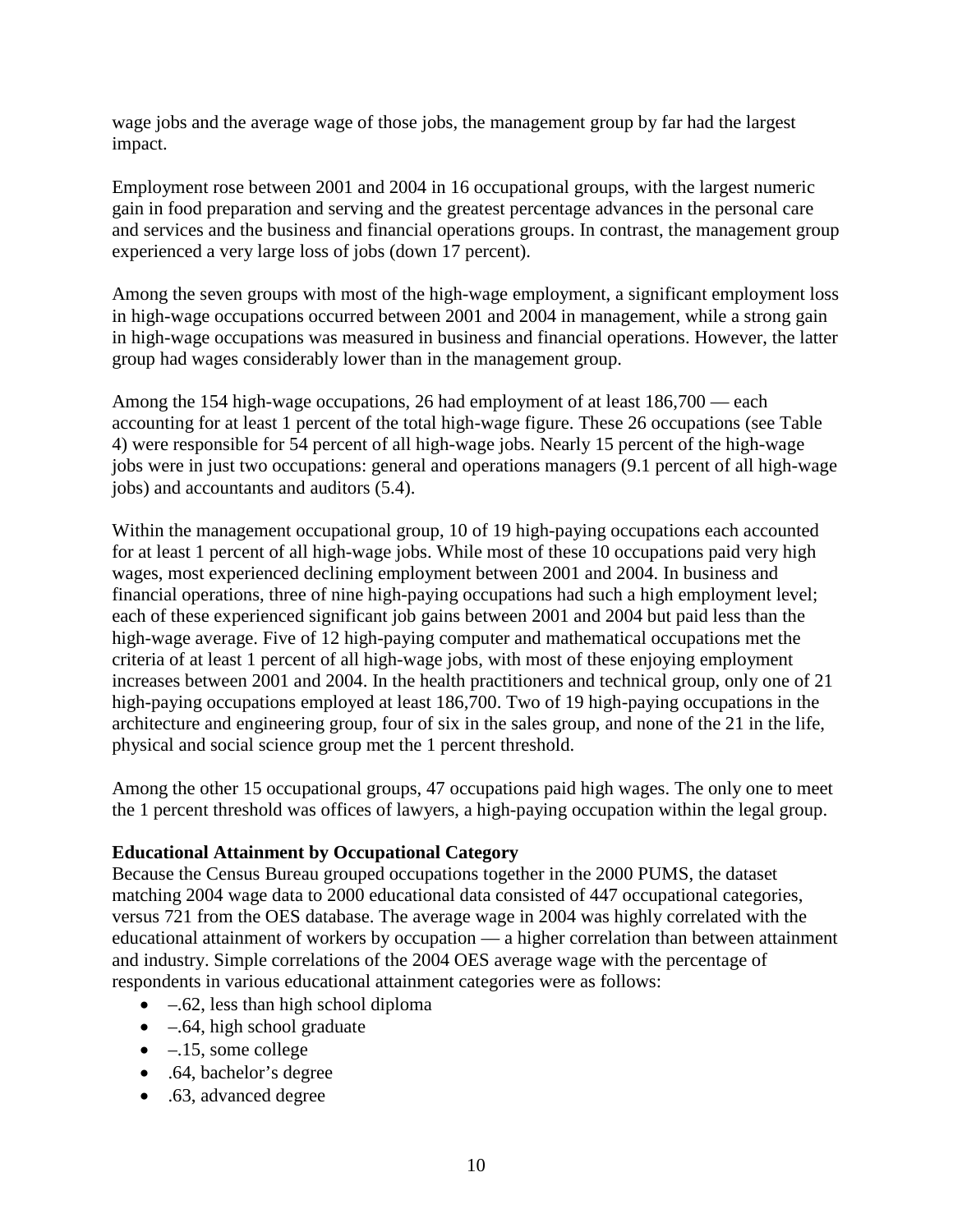wage jobs and the average wage of those jobs, the management group by far had the largest impact.

Employment rose between 2001 and 2004 in 16 occupational groups, with the largest numeric gain in food preparation and serving and the greatest percentage advances in the personal care and services and the business and financial operations groups. In contrast, the management group experienced a very large loss of jobs (down 17 percent).

Among the seven groups with most of the high-wage employment, a significant employment loss in high-wage occupations occurred between 2001 and 2004 in management, while a strong gain in high-wage occupations was measured in business and financial operations. However, the latter group had wages considerably lower than in the management group.

Among the 154 high-wage occupations, 26 had employment of at least 186,700 — each accounting for at least 1 percent of the total high-wage figure. These 26 occupations (see Table 4) were responsible for 54 percent of all high-wage jobs. Nearly 15 percent of the high-wage jobs were in just two occupations: general and operations managers (9.1 percent of all high-wage jobs) and accountants and auditors (5.4).

Within the management occupational group, 10 of 19 high-paying occupations each accounted for at least 1 percent of all high-wage jobs. While most of these 10 occupations paid very high wages, most experienced declining employment between 2001 and 2004. In business and financial operations, three of nine high-paying occupations had such a high employment level; each of these experienced significant job gains between 2001 and 2004 but paid less than the high-wage average. Five of 12 high-paying computer and mathematical occupations met the criteria of at least 1 percent of all high-wage jobs, with most of these enjoying employment increases between 2001 and 2004. In the health practitioners and technical group, only one of 21 high-paying occupations employed at least 186,700. Two of 19 high-paying occupations in the architecture and engineering group, four of six in the sales group, and none of the 21 in the life, physical and social science group met the 1 percent threshold.

Among the other 15 occupational groups, 47 occupations paid high wages. The only one to meet the 1 percent threshold was offices of lawyers, a high-paying occupation within the legal group.

**Educational Attainment by Occupational Category**

Because the Census Bureau grouped occupations together in the 2000 PUMS, the dataset matching 2004 wage data to 2000 educational data consisted of 447 occupational categories, versus 721 from the OES database. The average wage in 2004 was highly correlated with the educational attainment of workers by occupation — a higher correlation than between attainment and industry. Simple correlations of the 2004 OES average wage with the percentage of respondents in various educational attainment categories were as follows:

- –.62, less than high school diploma
- –.64, high school graduate
- –.15, some college
- .64, bachelor's degree
- .63, advanced degree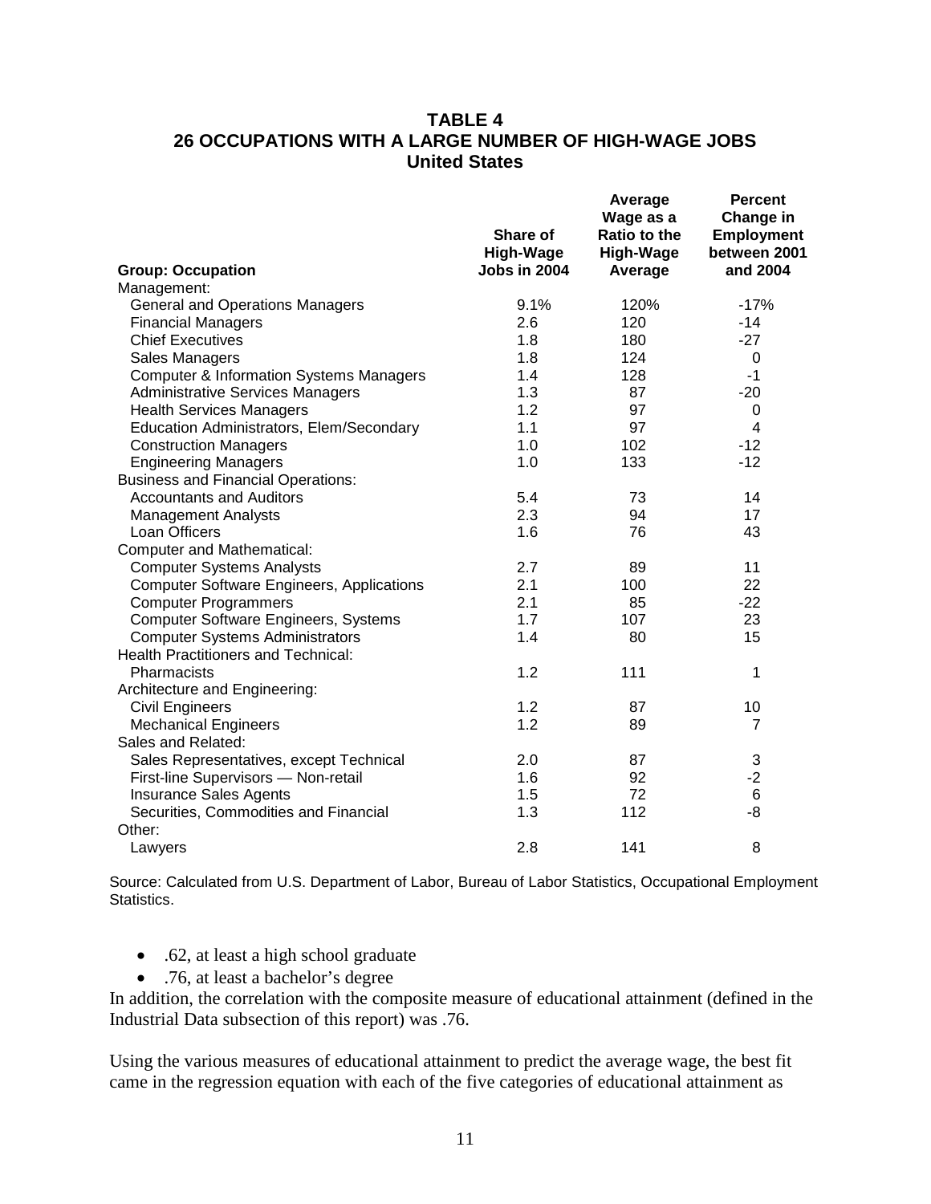**TABLE 4**
**26 OCCUPATIONS WITH A LARGE NUMBER OF HIGH-WAGE JOBS**
**United States**

| Group: Occupation | Share of High-Wage Jobs in 2004 | Average Wage as a Ratio to the High-Wage Average | Percent Change in Employment between 2001 and 2004 |
|---|---|---|---|
| Management: | | | |
| General and Operations Managers | 9.1% | 120% | -17% |
| Financial Managers | 2.6 | 120 | -14 |
| Chief Executives | 1.8 | 180 | -27 |
| Sales Managers | 1.8 | 124 | 0 |
| Computer & Information Systems Managers | 1.4 | 128 | -1 |
| Administrative Services Managers | 1.3 | 87 | -20 |
| Health Services Managers | 1.2 | 97 | 0 |
| Education Administrators, Elem/Secondary | 1.1 | 97 | 4 |
| Construction Managers | 1.0 | 102 | -12 |
| Engineering Managers | 1.0 | 133 | -12 |
| Business and Financial Operations: | | | |
| Accountants and Auditors | 5.4 | 73 | 14 |
| Management Analysts | 2.3 | 94 | 17 |
| Loan Officers | 1.6 | 76 | 43 |
| Computer and Mathematical: | | | |
| Computer Systems Analysts | 2.7 | 89 | 11 |
| Computer Software Engineers, Applications | 2.1 | 100 | 22 |
| Computer Programmers | 2.1 | 85 | -22 |
| Computer Software Engineers, Systems | 1.7 | 107 | 23 |
| Computer Systems Administrators | 1.4 | 80 | 15 |
| Health Practitioners and Technical: | | | |
| Pharmacists | 1.2 | 111 | 1 |
| Architecture and Engineering: | | | |
| Civil Engineers | 1.2 | 87 | 10 |
| Mechanical Engineers | 1.2 | 89 | 7 |
| Sales and Related: | | | |
| Sales Representatives, except Technical | 2.0 | 87 | 3 |
| First-line Supervisors — Non-retail | 1.6 | 92 | -2 |
| Insurance Sales Agents | 1.5 | 72 | 6 |
| Securities, Commodities and Financial | 1.3 | 112 | -8 |
| Other: | | | |
| Lawyers | 2.8 | 141 | 8 |

Source: Calculated from U.S. Department of Labor, Bureau of Labor Statistics, Occupational Employment Statistics.

- .62, at least a high school graduate
- .76, at least a bachelor's degree

In addition, the correlation with the composite measure of educational attainment (defined in the Industrial Data subsection of this report) was .76.

Using the various measures of educational attainment to predict the average wage, the best fit came in the regression equation with each of the five categories of educational attainment as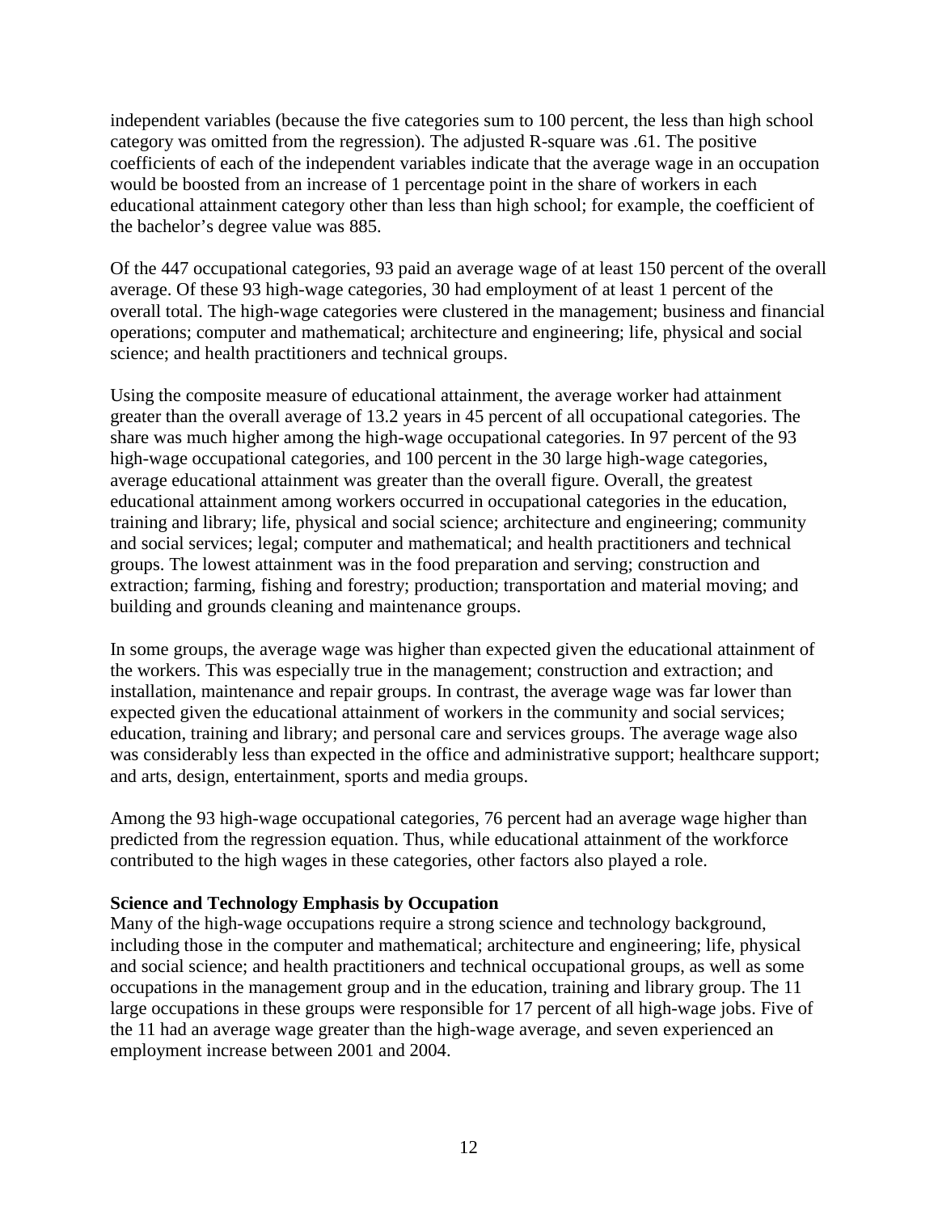independent variables (because the five categories sum to 100 percent, the less than high school category was omitted from the regression). The adjusted R-square was .61. The positive coefficients of each of the independent variables indicate that the average wage in an occupation would be boosted from an increase of 1 percentage point in the share of workers in each educational attainment category other than less than high school; for example, the coefficient of the bachelor's degree value was 885.

Of the 447 occupational categories, 93 paid an average wage of at least 150 percent of the overall average. Of these 93 high-wage categories, 30 had employment of at least 1 percent of the overall total. The high-wage categories were clustered in the management; business and financial operations; computer and mathematical; architecture and engineering; life, physical and social science; and health practitioners and technical groups.

Using the composite measure of educational attainment, the average worker had attainment greater than the overall average of 13.2 years in 45 percent of all occupational categories. The share was much higher among the high-wage occupational categories. In 97 percent of the 93 high-wage occupational categories, and 100 percent in the 30 large high-wage categories, average educational attainment was greater than the overall figure. Overall, the greatest educational attainment among workers occurred in occupational categories in the education, training and library; life, physical and social science; architecture and engineering; community and social services; legal; computer and mathematical; and health practitioners and technical groups. The lowest attainment was in the food preparation and serving; construction and extraction; farming, fishing and forestry; production; transportation and material moving; and building and grounds cleaning and maintenance groups.

In some groups, the average wage was higher than expected given the educational attainment of the workers. This was especially true in the management; construction and extraction; and installation, maintenance and repair groups. In contrast, the average wage was far lower than expected given the educational attainment of workers in the community and social services; education, training and library; and personal care and services groups. The average wage also was considerably less than expected in the office and administrative support; healthcare support; and arts, design, entertainment, sports and media groups.

Among the 93 high-wage occupational categories, 76 percent had an average wage higher than predicted from the regression equation. Thus, while educational attainment of the workforce contributed to the high wages in these categories, other factors also played a role.

**Science and Technology Emphasis by Occupation**

Many of the high-wage occupations require a strong science and technology background, including those in the computer and mathematical; architecture and engineering; life, physical and social science; and health practitioners and technical occupational groups, as well as some occupations in the management group and in the education, training and library group. The 11 large occupations in these groups were responsible for 17 percent of all high-wage jobs. Five of the 11 had an average wage greater than the high-wage average, and seven experienced an employment increase between 2001 and 2004.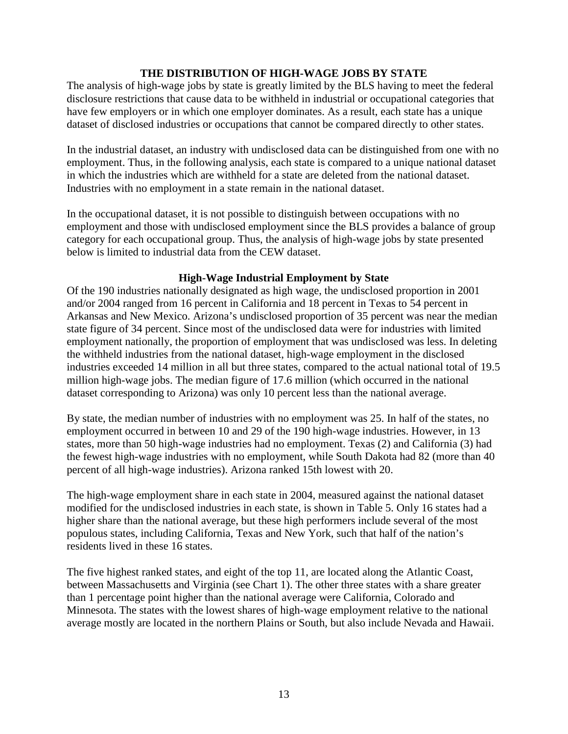## THE DISTRIBUTION OF HIGH-WAGE JOBS BY STATE

The analysis of high-wage jobs by state is greatly limited by the BLS having to meet the federal disclosure restrictions that cause data to be withheld in industrial or occupational categories that have few employers or in which one employer dominates. As a result, each state has a unique dataset of disclosed industries or occupations that cannot be compared directly to other states.

In the industrial dataset, an industry with undisclosed data can be distinguished from one with no employment. Thus, in the following analysis, each state is compared to a unique national dataset in which the industries which are withheld for a state are deleted from the national dataset. Industries with no employment in a state remain in the national dataset.

In the occupational dataset, it is not possible to distinguish between occupations with no employment and those with undisclosed employment since the BLS provides a balance of group category for each occupational group. Thus, the analysis of high-wage jobs by state presented below is limited to industrial data from the CEW dataset.

### High-Wage Industrial Employment by State

Of the 190 industries nationally designated as high wage, the undisclosed proportion in 2001 and/or 2004 ranged from 16 percent in California and 18 percent in Texas to 54 percent in Arkansas and New Mexico. Arizona's undisclosed proportion of 35 percent was near the median state figure of 34 percent. Since most of the undisclosed data were for industries with limited employment nationally, the proportion of employment that was undisclosed was less. In deleting the withheld industries from the national dataset, high-wage employment in the disclosed industries exceeded 14 million in all but three states, compared to the actual national total of 19.5 million high-wage jobs. The median figure of 17.6 million (which occurred in the national dataset corresponding to Arizona) was only 10 percent less than the national average.

By state, the median number of industries with no employment was 25. In half of the states, no employment occurred in between 10 and 29 of the 190 high-wage industries. However, in 13 states, more than 50 high-wage industries had no employment. Texas (2) and California (3) had the fewest high-wage industries with no employment, while South Dakota had 82 (more than 40 percent of all high-wage industries). Arizona ranked 15th lowest with 20.

The high-wage employment share in each state in 2004, measured against the national dataset modified for the undisclosed industries in each state, is shown in Table 5. Only 16 states had a higher share than the national average, but these high performers include several of the most populous states, including California, Texas and New York, such that half of the nation's residents lived in these 16 states.

The five highest ranked states, and eight of the top 11, are located along the Atlantic Coast, between Massachusetts and Virginia (see Chart 1). The other three states with a share greater than 1 percentage point higher than the national average were California, Colorado and Minnesota. The states with the lowest shares of high-wage employment relative to the national average mostly are located in the northern Plains or South, but also include Nevada and Hawaii.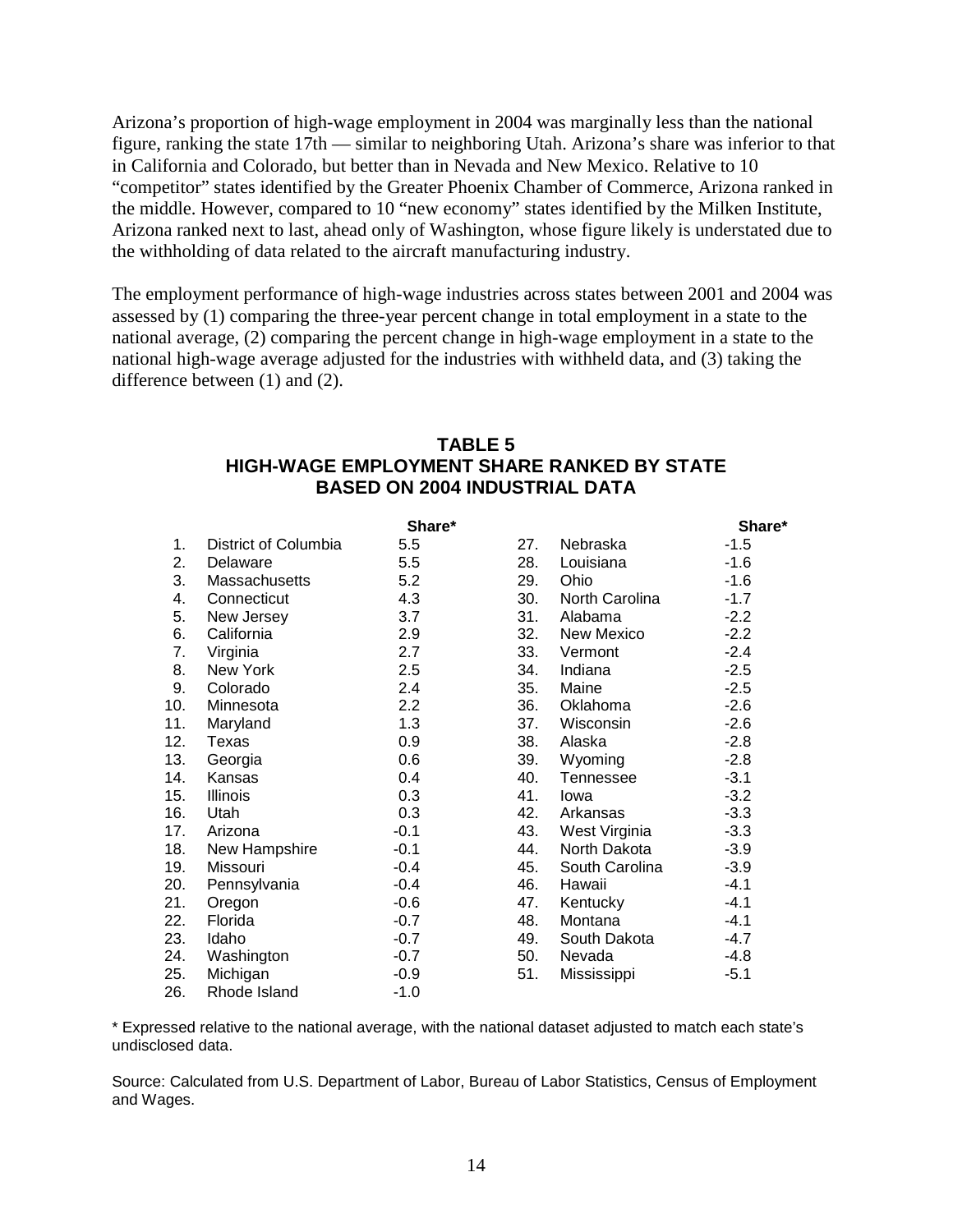Arizona's proportion of high-wage employment in 2004 was marginally less than the national figure, ranking the state 17th — similar to neighboring Utah. Arizona's share was inferior to that in California and Colorado, but better than in Nevada and New Mexico. Relative to 10 "competitor" states identified by the Greater Phoenix Chamber of Commerce, Arizona ranked in the middle. However, compared to 10 "new economy" states identified by the Milken Institute, Arizona ranked next to last, ahead only of Washington, whose figure likely is understated due to the withholding of data related to the aircraft manufacturing industry.

The employment performance of high-wage industries across states between 2001 and 2004 was assessed by (1) comparing the three-year percent change in total employment in a state to the national average, (2) comparing the percent change in high-wage employment in a state to the national high-wage average adjusted for the industries with withheld data, and (3) taking the difference between (1) and (2).

## TABLE 5
## HIGH-WAGE EMPLOYMENT SHARE RANKED BY STATE BASED ON 2004 INDUSTRIAL DATA

| | | Share* | | | Share* |
|---|---|---|---|---|---|
| 1. | District of Columbia | 5.5 | 27. | Nebraska | -1.5 |
| 2. | Delaware | 5.5 | 28. | Louisiana | -1.6 |
| 3. | Massachusetts | 5.2 | 29. | Ohio | -1.6 |
| 4. | Connecticut | 4.3 | 30. | North Carolina | -1.7 |
| 5. | New Jersey | 3.7 | 31. | Alabama | -2.2 |
| 6. | California | 2.9 | 32. | New Mexico | -2.2 |
| 7. | Virginia | 2.7 | 33. | Vermont | -2.4 |
| 8. | New York | 2.5 | 34. | Indiana | -2.5 |
| 9. | Colorado | 2.4 | 35. | Maine | -2.5 |
| 10. | Minnesota | 2.2 | 36. | Oklahoma | -2.6 |
| 11. | Maryland | 1.3 | 37. | Wisconsin | -2.6 |
| 12. | Texas | 0.9 | 38. | Alaska | -2.8 |
| 13. | Georgia | 0.6 | 39. | Wyoming | -2.8 |
| 14. | Kansas | 0.4 | 40. | Tennessee | -3.1 |
| 15. | Illinois | 0.3 | 41. | Iowa | -3.2 |
| 16. | Utah | 0.3 | 42. | Arkansas | -3.3 |
| 17. | Arizona | -0.1 | 43. | West Virginia | -3.3 |
| 18. | New Hampshire | -0.1 | 44. | North Dakota | -3.9 |
| 19. | Missouri | -0.4 | 45. | South Carolina | -3.9 |
| 20. | Pennsylvania | -0.4 | 46. | Hawaii | -4.1 |
| 21. | Oregon | -0.6 | 47. | Kentucky | -4.1 |
| 22. | Florida | -0.7 | 48. | Montana | -4.1 |
| 23. | Idaho | -0.7 | 49. | South Dakota | -4.7 |
| 24. | Washington | -0.7 | 50. | Nevada | -4.8 |
| 25. | Michigan | -0.9 | 51. | Mississippi | -5.1 |
| 26. | Rhode Island | -1.0 | | | |

* Expressed relative to the national average, with the national dataset adjusted to match each state's undisclosed data.

Source: Calculated from U.S. Department of Labor, Bureau of Labor Statistics, Census of Employment and Wages.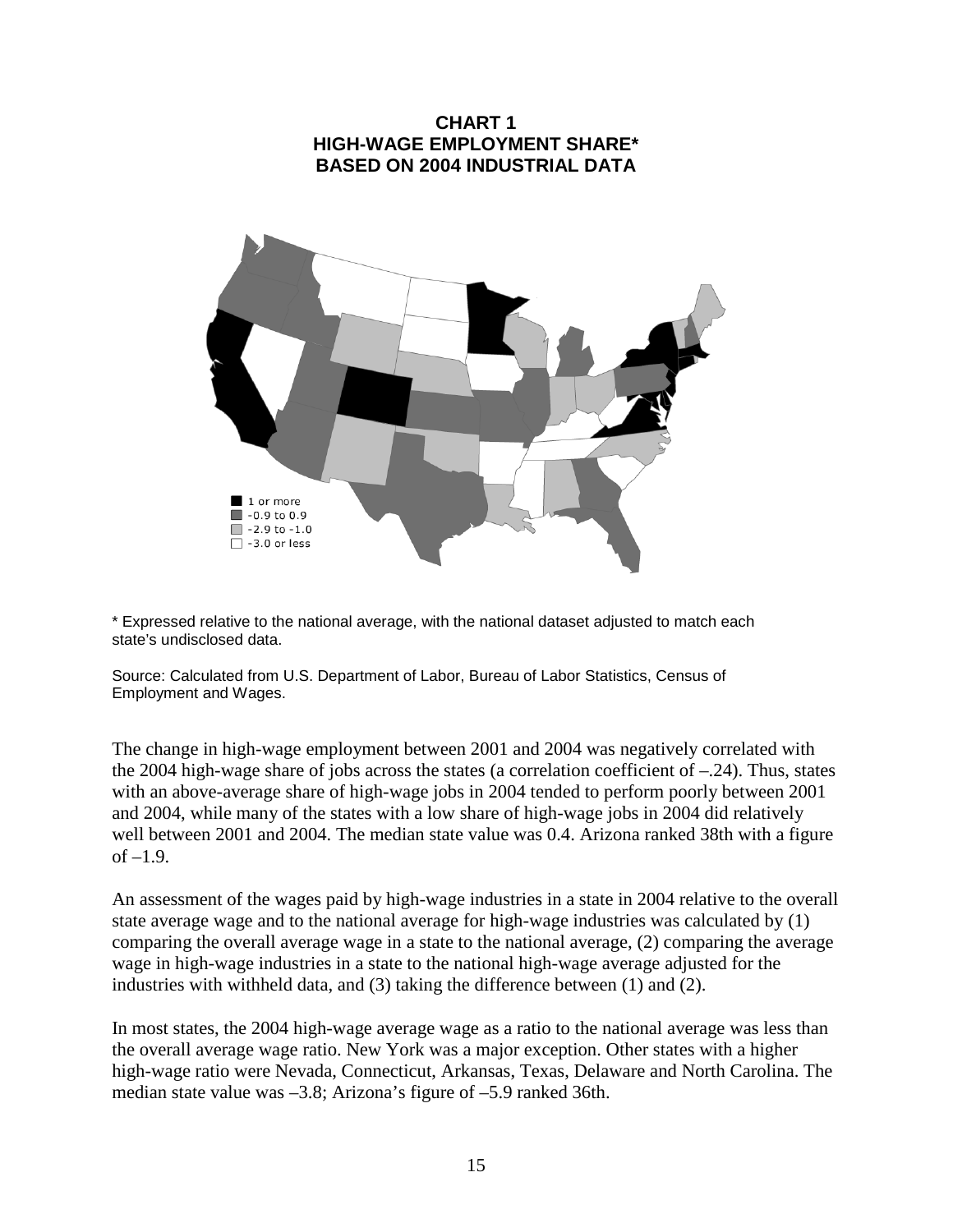**CHART 1**
**HIGH-WAGE EMPLOYMENT SHARE***
**BASED ON 2004 INDUSTRIAL DATA**

- 1 or more
- -0.9 to 0.9
- -2.9 to -1.0
- -3.0 or less

\* Expressed relative to the national average, with the national dataset adjusted to match each state's undisclosed data.

Source: Calculated from U.S. Department of Labor, Bureau of Labor Statistics, Census of Employment and Wages.

The change in high-wage employment between 2001 and 2004 was negatively correlated with the 2004 high-wage share of jobs across the states (a correlation coefficient of –.24). Thus, states with an above-average share of high-wage jobs in 2004 tended to perform poorly between 2001 and 2004, while many of the states with a low share of high-wage jobs in 2004 did relatively well between 2001 and 2004. The median state value was 0.4. Arizona ranked 38th with a figure of –1.9.

An assessment of the wages paid by high-wage industries in a state in 2004 relative to the overall state average wage and to the national average for high-wage industries was calculated by (1) comparing the overall average wage in a state to the national average, (2) comparing the average wage in high-wage industries in a state to the national high-wage average adjusted for the industries with withheld data, and (3) taking the difference between (1) and (2).

In most states, the 2004 high-wage average wage as a ratio to the national average was less than the overall average wage ratio. New York was a major exception. Other states with a higher high-wage ratio were Nevada, Connecticut, Arkansas, Texas, Delaware and North Carolina. The median state value was –3.8; Arizona's figure of –5.9 ranked 36th.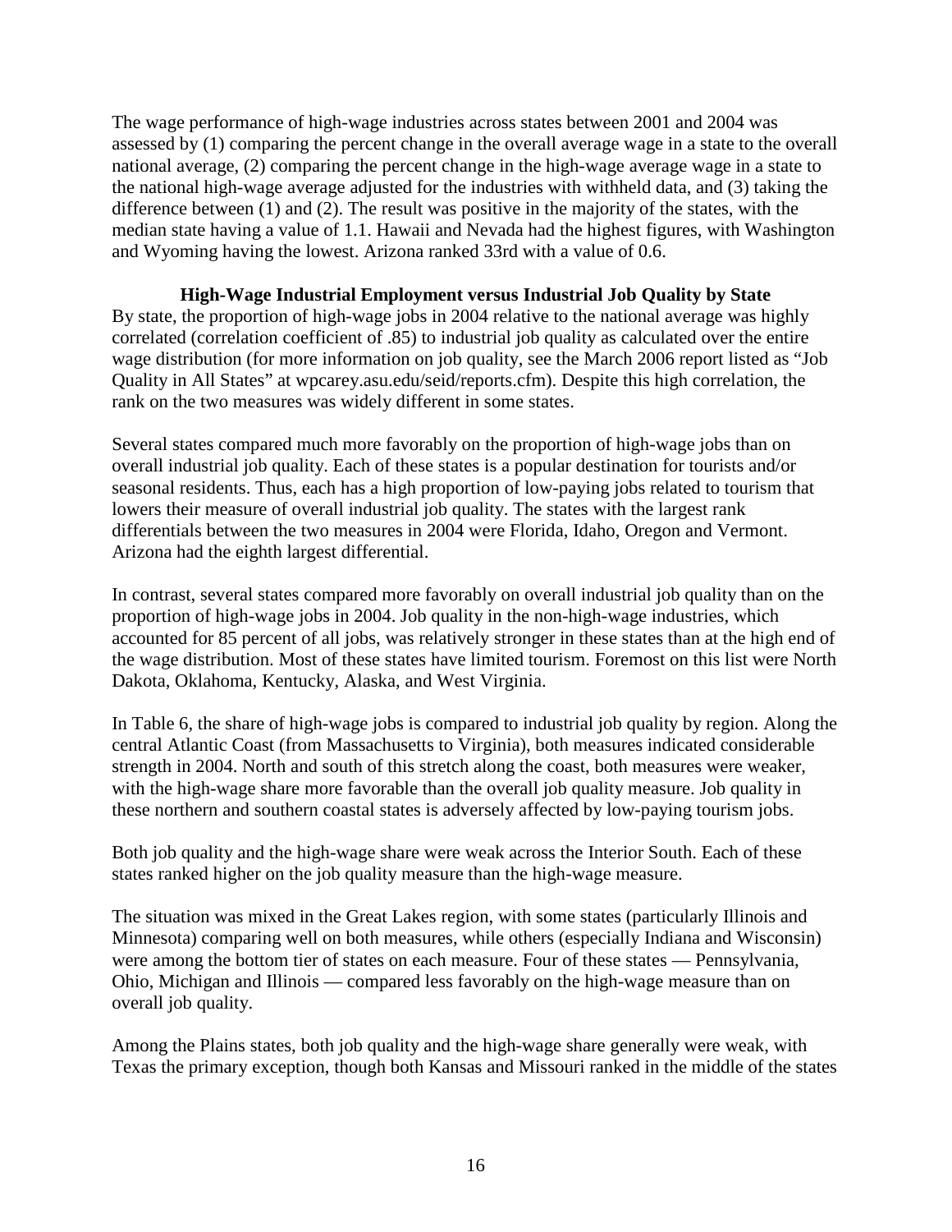The wage performance of high-wage industries across states between 2001 and 2004 was assessed by (1) comparing the percent change in the overall average wage in a state to the overall national average, (2) comparing the percent change in the high-wage average wage in a state to the national high-wage average adjusted for the industries with withheld data, and (3) taking the difference between (1) and (2). The result was positive in the majority of the states, with the median state having a value of 1.1. Hawaii and Nevada had the highest figures, with Washington and Wyoming having the lowest. Arizona ranked 33rd with a value of 0.6.

### High-Wage Industrial Employment versus Industrial Job Quality by State

By state, the proportion of high-wage jobs in 2004 relative to the national average was highly correlated (correlation coefficient of .85) to industrial job quality as calculated over the entire wage distribution (for more information on job quality, see the March 2006 report listed as "Job Quality in All States" at wpcarey.asu.edu/seid/reports.cfm). Despite this high correlation, the rank on the two measures was widely different in some states.

Several states compared much more favorably on the proportion of high-wage jobs than on overall industrial job quality. Each of these states is a popular destination for tourists and/or seasonal residents. Thus, each has a high proportion of low-paying jobs related to tourism that lowers their measure of overall industrial job quality. The states with the largest rank differentials between the two measures in 2004 were Florida, Idaho, Oregon and Vermont. Arizona had the eighth largest differential.

In contrast, several states compared more favorably on overall industrial job quality than on the proportion of high-wage jobs in 2004. Job quality in the non-high-wage industries, which accounted for 85 percent of all jobs, was relatively stronger in these states than at the high end of the wage distribution. Most of these states have limited tourism. Foremost on this list were North Dakota, Oklahoma, Kentucky, Alaska, and West Virginia.

In Table 6, the share of high-wage jobs is compared to industrial job quality by region. Along the central Atlantic Coast (from Massachusetts to Virginia), both measures indicated considerable strength in 2004. North and south of this stretch along the coast, both measures were weaker, with the high-wage share more favorable than the overall job quality measure. Job quality in these northern and southern coastal states is adversely affected by low-paying tourism jobs.

Both job quality and the high-wage share were weak across the Interior South. Each of these states ranked higher on the job quality measure than the high-wage measure.

The situation was mixed in the Great Lakes region, with some states (particularly Illinois and Minnesota) comparing well on both measures, while others (especially Indiana and Wisconsin) were among the bottom tier of states on each measure. Four of these states — Pennsylvania, Ohio, Michigan and Illinois — compared less favorably on the high-wage measure than on overall job quality.

Among the Plains states, both job quality and the high-wage share generally were weak, with Texas the primary exception, though both Kansas and Missouri ranked in the middle of the states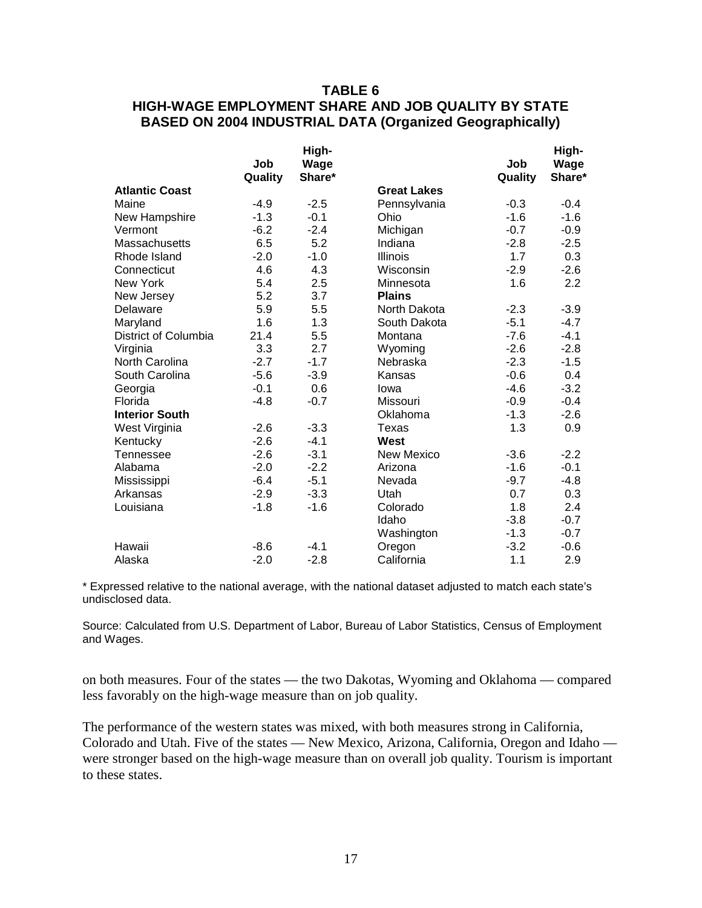**TABLE 6**
**HIGH-WAGE EMPLOYMENT SHARE AND JOB QUALITY BY STATE BASED ON 2004 INDUSTRIAL DATA (Organized Geographically)**

| | Job Quality | High-Wage Share* | | Job Quality | High-Wage Share* |
|---|---|---|---|---|---|
| **Atlantic Coast** | | | **Great Lakes** | | |
| Maine | -4.9 | -2.5 | Pennsylvania | -0.3 | -0.4 |
| New Hampshire | -1.3 | -0.1 | Ohio | -1.6 | -1.6 |
| Vermont | -6.2 | -2.4 | Michigan | -0.7 | -0.9 |
| Massachusetts | 6.5 | 5.2 | Indiana | -2.8 | -2.5 |
| Rhode Island | -2.0 | -1.0 | Illinois | 1.7 | 0.3 |
| Connecticut | 4.6 | 4.3 | Wisconsin | -2.9 | -2.6 |
| New York | 5.4 | 2.5 | Minnesota | 1.6 | 2.2 |
| New Jersey | 5.2 | 3.7 | **Plains** | | |
| Delaware | 5.9 | 5.5 | North Dakota | -2.3 | -3.9 |
| Maryland | 1.6 | 1.3 | South Dakota | -5.1 | -4.7 |
| District of Columbia | 21.4 | 5.5 | Montana | -7.6 | -4.1 |
| Virginia | 3.3 | 2.7 | Wyoming | -2.6 | -2.8 |
| North Carolina | -2.7 | -1.7 | Nebraska | -2.3 | -1.5 |
| South Carolina | -5.6 | -3.9 | Kansas | -0.6 | 0.4 |
| Georgia | -0.1 | 0.6 | Iowa | -4.6 | -3.2 |
| Florida | -4.8 | -0.7 | Missouri | -0.9 | -0.4 |
| **Interior South** | | | Oklahoma | -1.3 | -2.6 |
| West Virginia | -2.6 | -3.3 | Texas | 1.3 | 0.9 |
| Kentucky | -2.6 | -4.1 | **West** | | |
| Tennessee | -2.6 | -3.1 | New Mexico | -3.6 | -2.2 |
| Alabama | -2.0 | -2.2 | Arizona | -1.6 | -0.1 |
| Mississippi | -6.4 | -5.1 | Nevada | -9.7 | -4.8 |
| Arkansas | -2.9 | -3.3 | Utah | 0.7 | 0.3 |
| Louisiana | -1.8 | -1.6 | Colorado | 1.8 | 2.4 |
| | | | Idaho | -3.8 | -0.7 |
| | | | Washington | -1.3 | -0.7 |
| Hawaii | -8.6 | -4.1 | Oregon | -3.2 | -0.6 |
| Alaska | -2.0 | -2.8 | California | 1.1 | 2.9 |

\* Expressed relative to the national average, with the national dataset adjusted to match each state's undisclosed data.

Source: Calculated from U.S. Department of Labor, Bureau of Labor Statistics, Census of Employment and Wages.

on both measures. Four of the states — the two Dakotas, Wyoming and Oklahoma — compared less favorably on the high-wage measure than on job quality.

The performance of the western states was mixed, with both measures strong in California, Colorado and Utah. Five of the states — New Mexico, Arizona, California, Oregon and Idaho — were stronger based on the high-wage measure than on overall job quality. Tourism is important to these states.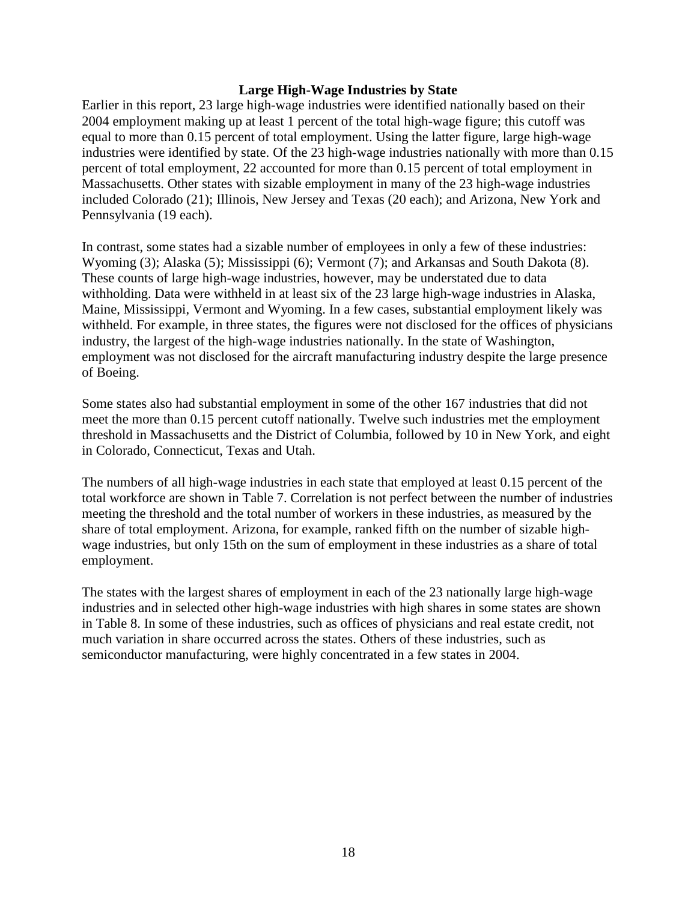## Large High-Wage Industries by State

Earlier in this report, 23 large high-wage industries were identified nationally based on their 2004 employment making up at least 1 percent of the total high-wage figure; this cutoff was equal to more than 0.15 percent of total employment. Using the latter figure, large high-wage industries were identified by state. Of the 23 high-wage industries nationally with more than 0.15 percent of total employment, 22 accounted for more than 0.15 percent of total employment in Massachusetts. Other states with sizable employment in many of the 23 high-wage industries included Colorado (21); Illinois, New Jersey and Texas (20 each); and Arizona, New York and Pennsylvania (19 each).

In contrast, some states had a sizable number of employees in only a few of these industries: Wyoming (3); Alaska (5); Mississippi (6); Vermont (7); and Arkansas and South Dakota (8). These counts of large high-wage industries, however, may be understated due to data withholding. Data were withheld in at least six of the 23 large high-wage industries in Alaska, Maine, Mississippi, Vermont and Wyoming. In a few cases, substantial employment likely was withheld. For example, in three states, the figures were not disclosed for the offices of physicians industry, the largest of the high-wage industries nationally. In the state of Washington, employment was not disclosed for the aircraft manufacturing industry despite the large presence of Boeing.

Some states also had substantial employment in some of the other 167 industries that did not meet the more than 0.15 percent cutoff nationally. Twelve such industries met the employment threshold in Massachusetts and the District of Columbia, followed by 10 in New York, and eight in Colorado, Connecticut, Texas and Utah.

The numbers of all high-wage industries in each state that employed at least 0.15 percent of the total workforce are shown in Table 7. Correlation is not perfect between the number of industries meeting the threshold and the total number of workers in these industries, as measured by the share of total employment. Arizona, for example, ranked fifth on the number of sizable high-wage industries, but only 15th on the sum of employment in these industries as a share of total employment.

The states with the largest shares of employment in each of the 23 nationally large high-wage industries and in selected other high-wage industries with high shares in some states are shown in Table 8. In some of these industries, such as offices of physicians and real estate credit, not much variation in share occurred across the states. Others of these industries, such as semiconductor manufacturing, were highly concentrated in a few states in 2004.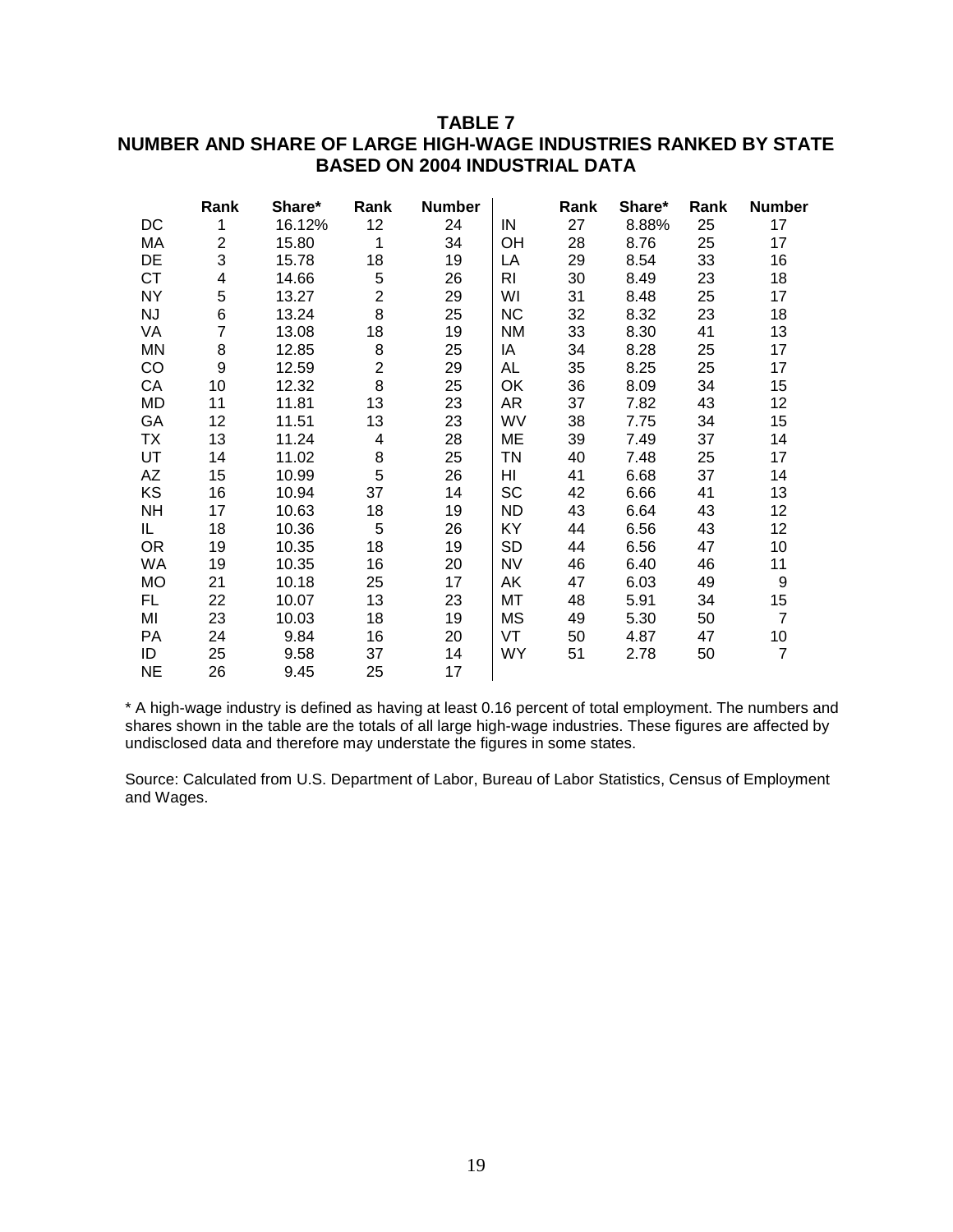**TABLE 7**
**NUMBER AND SHARE OF LARGE HIGH-WAGE INDUSTRIES RANKED BY STATE BASED ON 2004 INDUSTRIAL DATA**

| | Rank | Share* | Rank | Number | | Rank | Share* | Rank | Number |
|---|---|---|---|---|---|---|---|---|---|
| DC | 1 | 16.12% | 12 | 24 | IN | 27 | 8.88% | 25 | 17 |
| MA | 2 | 15.80 | 1 | 34 | OH | 28 | 8.76 | 25 | 17 |
| DE | 3 | 15.78 | 18 | 19 | LA | 29 | 8.54 | 33 | 16 |
| CT | 4 | 14.66 | 5 | 26 | RI | 30 | 8.49 | 23 | 18 |
| NY | 5 | 13.27 | 2 | 29 | WI | 31 | 8.48 | 25 | 17 |
| NJ | 6 | 13.24 | 8 | 25 | NC | 32 | 8.32 | 23 | 18 |
| VA | 7 | 13.08 | 18 | 19 | NM | 33 | 8.30 | 41 | 13 |
| MN | 8 | 12.85 | 8 | 25 | IA | 34 | 8.28 | 25 | 17 |
| CO | 9 | 12.59 | 2 | 29 | AL | 35 | 8.25 | 25 | 17 |
| CA | 10 | 12.32 | 8 | 25 | OK | 36 | 8.09 | 34 | 15 |
| MD | 11 | 11.81 | 13 | 23 | AR | 37 | 7.82 | 43 | 12 |
| GA | 12 | 11.51 | 13 | 23 | WV | 38 | 7.75 | 34 | 15 |
| TX | 13 | 11.24 | 4 | 28 | ME | 39 | 7.49 | 37 | 14 |
| UT | 14 | 11.02 | 8 | 25 | TN | 40 | 7.48 | 25 | 17 |
| AZ | 15 | 10.99 | 5 | 26 | HI | 41 | 6.68 | 37 | 14 |
| KS | 16 | 10.94 | 37 | 14 | SC | 42 | 6.66 | 41 | 13 |
| NH | 17 | 10.63 | 18 | 19 | ND | 43 | 6.64 | 43 | 12 |
| IL | 18 | 10.36 | 5 | 26 | KY | 44 | 6.56 | 43 | 12 |
| OR | 19 | 10.35 | 18 | 19 | SD | 44 | 6.56 | 47 | 10 |
| WA | 19 | 10.35 | 16 | 20 | NV | 46 | 6.40 | 46 | 11 |
| MO | 21 | 10.18 | 25 | 17 | AK | 47 | 6.03 | 49 | 9 |
| FL | 22 | 10.07 | 13 | 23 | MT | 48 | 5.91 | 34 | 15 |
| MI | 23 | 10.03 | 18 | 19 | MS | 49 | 5.30 | 50 | 7 |
| PA | 24 | 9.84 | 16 | 20 | VT | 50 | 4.87 | 47 | 10 |
| ID | 25 | 9.58 | 37 | 14 | WY | 51 | 2.78 | 50 | 7 |
| NE | 26 | 9.45 | 25 | 17 | | | | | |

* A high-wage industry is defined as having at least 0.16 percent of total employment. The numbers and shares shown in the table are the totals of all large high-wage industries. These figures are affected by undisclosed data and therefore may understate the figures in some states.

Source: Calculated from U.S. Department of Labor, Bureau of Labor Statistics, Census of Employment and Wages.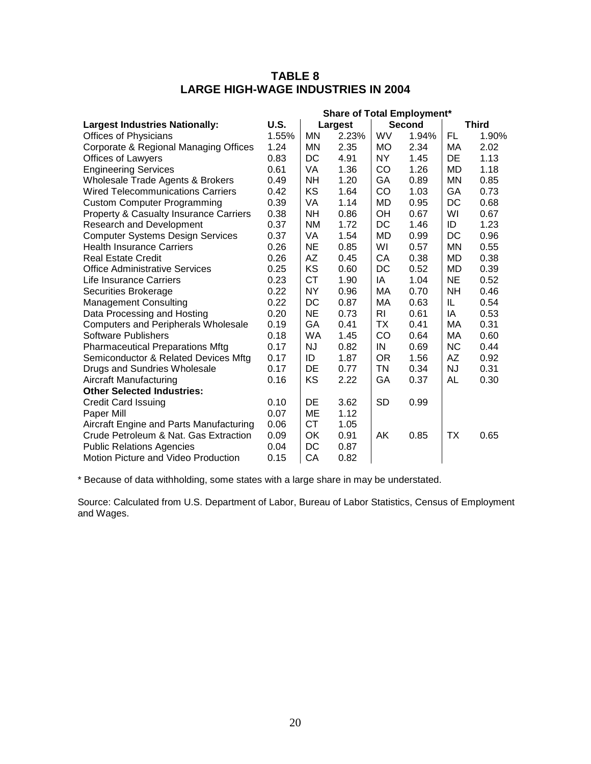# TABLE 8
# LARGE HIGH-WAGE INDUSTRIES IN 2004

| | Share of Total Employment* | | | | | | |
|---|---|---|---|---|---|---|---|
| **Largest Industries Nationally:** | **U.S.** | **Largest** | | **Second** | | **Third** | |
| Offices of Physicians | 1.55% | MN | 2.23% | WV | 1.94% | FL | 1.90% |
| Corporate & Regional Managing Offices | 1.24 | MN | 2.35 | MO | 2.34 | MA | 2.02 |
| Offices of Lawyers | 0.83 | DC | 4.91 | NY | 1.45 | DE | 1.13 |
| Engineering Services | 0.61 | VA | 1.36 | CO | 1.26 | MD | 1.18 |
| Wholesale Trade Agents & Brokers | 0.49 | NH | 1.20 | GA | 0.89 | MN | 0.85 |
| Wired Telecommunications Carriers | 0.42 | KS | 1.64 | CO | 1.03 | GA | 0.73 |
| Custom Computer Programming | 0.39 | VA | 1.14 | MD | 0.95 | DC | 0.68 |
| Property & Casualty Insurance Carriers | 0.38 | NH | 0.86 | OH | 0.67 | WI | 0.67 |
| Research and Development | 0.37 | NM | 1.72 | DC | 1.46 | ID | 1.23 |
| Computer Systems Design Services | 0.37 | VA | 1.54 | MD | 0.99 | DC | 0.96 |
| Health Insurance Carriers | 0.26 | NE | 0.85 | WI | 0.57 | MN | 0.55 |
| Real Estate Credit | 0.26 | AZ | 0.45 | CA | 0.38 | MD | 0.38 |
| Office Administrative Services | 0.25 | KS | 0.60 | DC | 0.52 | MD | 0.39 |
| Life Insurance Carriers | 0.23 | CT | 1.90 | IA | 1.04 | NE | 0.52 |
| Securities Brokerage | 0.22 | NY | 0.96 | MA | 0.70 | NH | 0.46 |
| Management Consulting | 0.22 | DC | 0.87 | MA | 0.63 | IL | 0.54 |
| Data Processing and Hosting | 0.20 | NE | 0.73 | RI | 0.61 | IA | 0.53 |
| Computers and Peripherals Wholesale | 0.19 | GA | 0.41 | TX | 0.41 | MA | 0.31 |
| Software Publishers | 0.18 | WA | 1.45 | CO | 0.64 | MA | 0.60 |
| Pharmaceutical Preparations Mftg | 0.17 | NJ | 0.82 | IN | 0.69 | NC | 0.44 |
| Semiconductor & Related Devices Mftg | 0.17 | ID | 1.87 | OR | 1.56 | AZ | 0.92 |
| Drugs and Sundries Wholesale | 0.17 | DE | 0.77 | TN | 0.34 | NJ | 0.31 |
| Aircraft Manufacturing | 0.16 | KS | 2.22 | GA | 0.37 | AL | 0.30 |
| **Other Selected Industries:** | | | | | | | |
| Credit Card Issuing | 0.10 | DE | 3.62 | SD | 0.99 | | |
| Paper Mill | 0.07 | ME | 1.12 | | | | |
| Aircraft Engine and Parts Manufacturing | 0.06 | CT | 1.05 | | | | |
| Crude Petroleum & Nat. Gas Extraction | 0.09 | OK | 0.91 | AK | 0.85 | TX | 0.65 |
| Public Relations Agencies | 0.04 | DC | 0.87 | | | | |
| Motion Picture and Video Production | 0.15 | CA | 0.82 | | | | |

* Because of data withholding, some states with a large share in may be understated.

Source: Calculated from U.S. Department of Labor, Bureau of Labor Statistics, Census of Employment and Wages.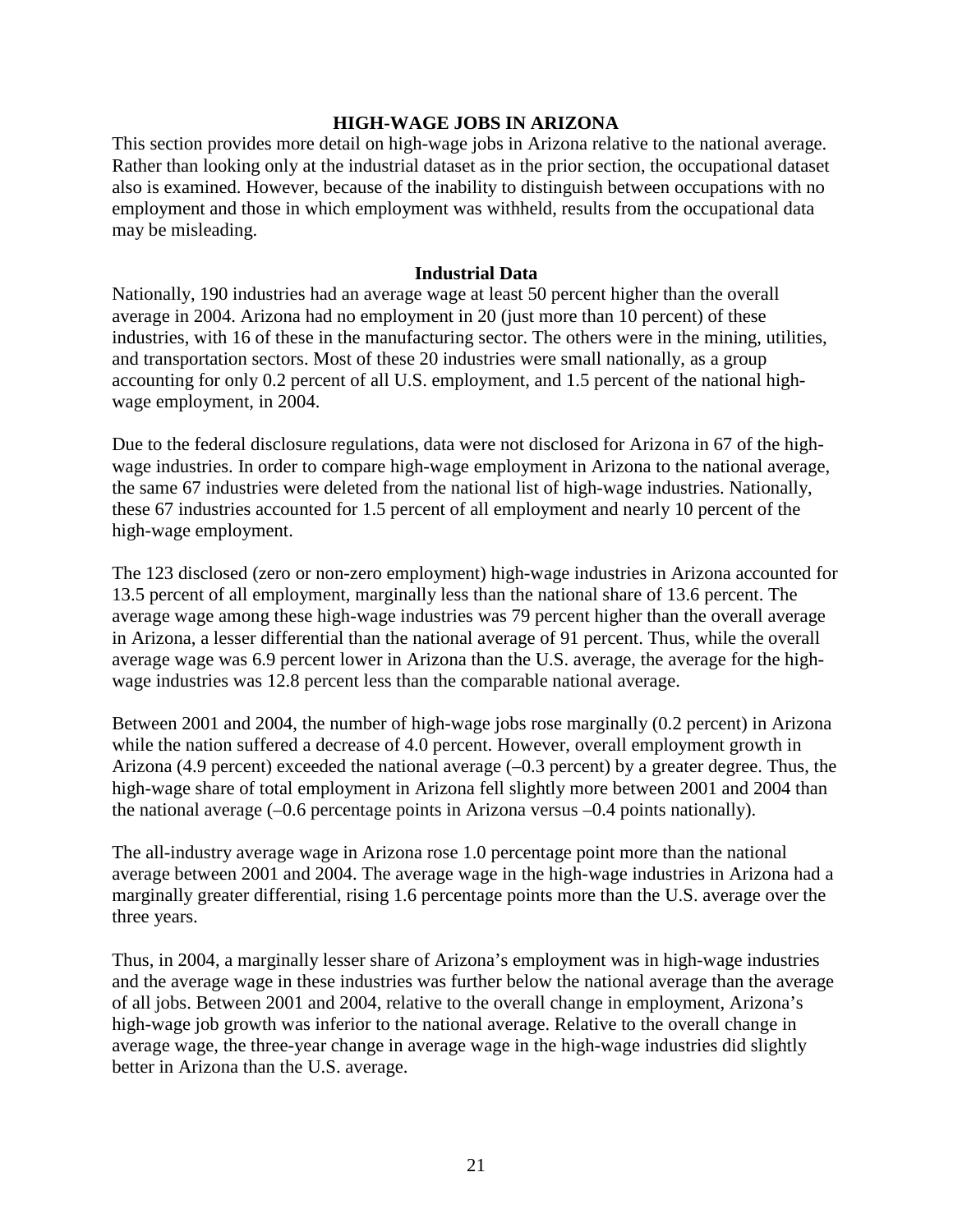## HIGH-WAGE JOBS IN ARIZONA

This section provides more detail on high-wage jobs in Arizona relative to the national average. Rather than looking only at the industrial dataset as in the prior section, the occupational dataset also is examined. However, because of the inability to distinguish between occupations with no employment and those in which employment was withheld, results from the occupational data may be misleading.

### Industrial Data

Nationally, 190 industries had an average wage at least 50 percent higher than the overall average in 2004. Arizona had no employment in 20 (just more than 10 percent) of these industries, with 16 of these in the manufacturing sector. The others were in the mining, utilities, and transportation sectors. Most of these 20 industries were small nationally, as a group accounting for only 0.2 percent of all U.S. employment, and 1.5 percent of the national high-wage employment, in 2004.

Due to the federal disclosure regulations, data were not disclosed for Arizona in 67 of the high-wage industries. In order to compare high-wage employment in Arizona to the national average, the same 67 industries were deleted from the national list of high-wage industries. Nationally, these 67 industries accounted for 1.5 percent of all employment and nearly 10 percent of the high-wage employment.

The 123 disclosed (zero or non-zero employment) high-wage industries in Arizona accounted for 13.5 percent of all employment, marginally less than the national share of 13.6 percent. The average wage among these high-wage industries was 79 percent higher than the overall average in Arizona, a lesser differential than the national average of 91 percent. Thus, while the overall average wage was 6.9 percent lower in Arizona than the U.S. average, the average for the high-wage industries was 12.8 percent less than the comparable national average.

Between 2001 and 2004, the number of high-wage jobs rose marginally (0.2 percent) in Arizona while the nation suffered a decrease of 4.0 percent. However, overall employment growth in Arizona (4.9 percent) exceeded the national average (–0.3 percent) by a greater degree. Thus, the high-wage share of total employment in Arizona fell slightly more between 2001 and 2004 than the national average (–0.6 percentage points in Arizona versus –0.4 points nationally).

The all-industry average wage in Arizona rose 1.0 percentage point more than the national average between 2001 and 2004. The average wage in the high-wage industries in Arizona had a marginally greater differential, rising 1.6 percentage points more than the U.S. average over the three years.

Thus, in 2004, a marginally lesser share of Arizona's employment was in high-wage industries and the average wage in these industries was further below the national average than the average of all jobs. Between 2001 and 2004, relative to the overall change in employment, Arizona's high-wage job growth was inferior to the national average. Relative to the overall change in average wage, the three-year change in average wage in the high-wage industries did slightly better in Arizona than the U.S. average.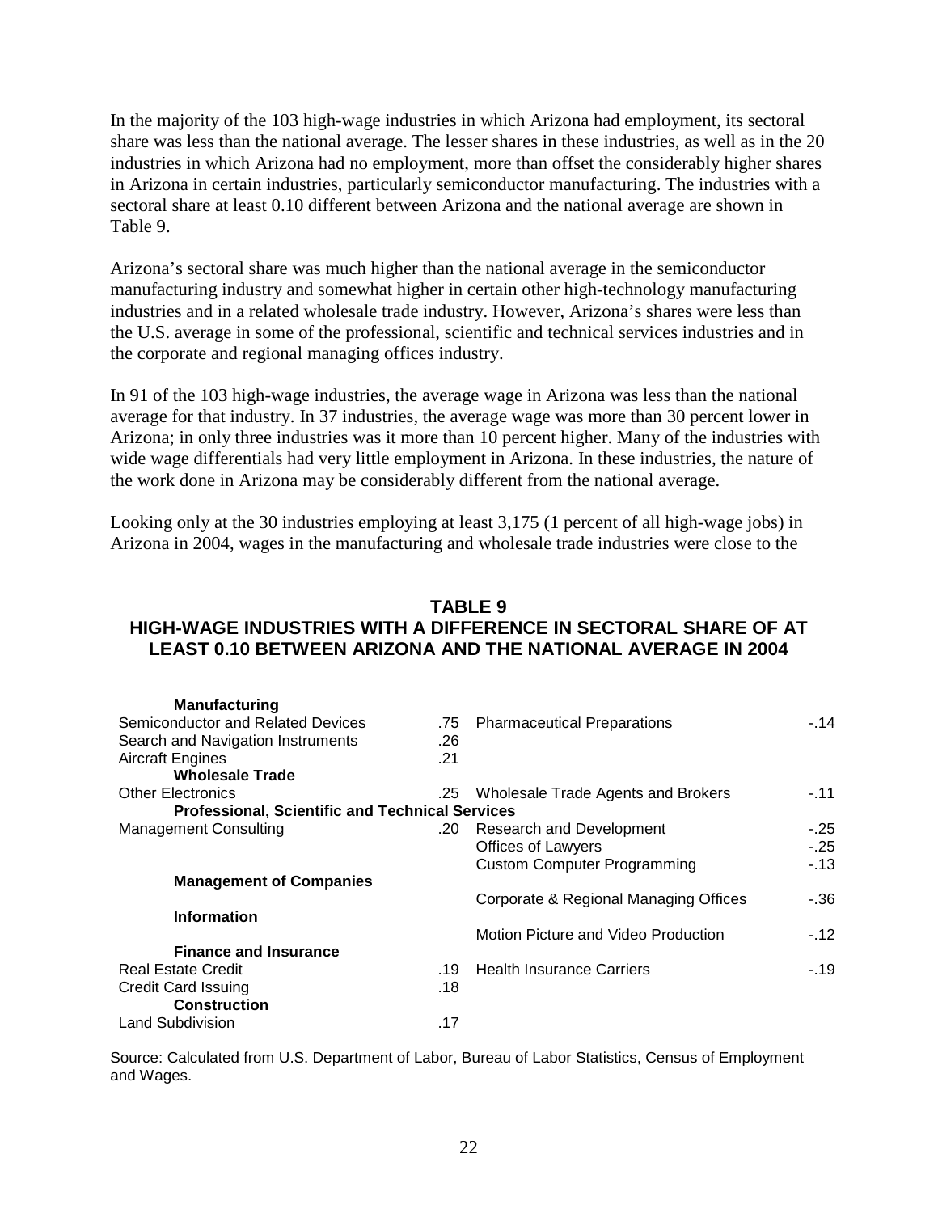In the majority of the 103 high-wage industries in which Arizona had employment, its sectoral share was less than the national average. The lesser shares in these industries, as well as in the 20 industries in which Arizona had no employment, more than offset the considerably higher shares in Arizona in certain industries, particularly semiconductor manufacturing. The industries with a sectoral share at least 0.10 different between Arizona and the national average are shown in Table 9.

Arizona's sectoral share was much higher than the national average in the semiconductor manufacturing industry and somewhat higher in certain other high-technology manufacturing industries and in a related wholesale trade industry. However, Arizona's shares were less than the U.S. average in some of the professional, scientific and technical services industries and in the corporate and regional managing offices industry.

In 91 of the 103 high-wage industries, the average wage in Arizona was less than the national average for that industry. In 37 industries, the average wage was more than 30 percent lower in Arizona; in only three industries was it more than 10 percent higher. Many of the industries with wide wage differentials had very little employment in Arizona. In these industries, the nature of the work done in Arizona may be considerably different from the national average.

Looking only at the 30 industries employing at least 3,175 (1 percent of all high-wage jobs) in Arizona in 2004, wages in the manufacturing and wholesale trade industries were close to the

**TABLE 9**
**HIGH-WAGE INDUSTRIES WITH A DIFFERENCE IN SECTORAL SHARE OF AT LEAST 0.10 BETWEEN ARIZONA AND THE NATIONAL AVERAGE IN 2004**

| Industry | Difference | Industry | Difference |
|---|---|---|---|
| **Manufacturing** | | | |
| Semiconductor and Related Devices | .75 | Pharmaceutical Preparations | -.14 |
| Search and Navigation Instruments | .26 | | |
| Aircraft Engines | .21 | | |
| **Wholesale Trade** | | | |
| Other Electronics | .25 | Wholesale Trade Agents and Brokers | -.11 |
| **Professional, Scientific and Technical Services** | | | |
| Management Consulting | .20 | Research and Development | -.25 |
| | | Offices of Lawyers | -.25 |
| | | Custom Computer Programming | -.13 |
| **Management of Companies** | | | |
| | | Corporate & Regional Managing Offices | -.36 |
| **Information** | | | |
| | | Motion Picture and Video Production | -.12 |
| **Finance and Insurance** | | | |
| Real Estate Credit | .19 | Health Insurance Carriers | -.19 |
| Credit Card Issuing | .18 | | |
| **Construction** | | | |
| Land Subdivision | .17 | | |

Source: Calculated from U.S. Department of Labor, Bureau of Labor Statistics, Census of Employment and Wages.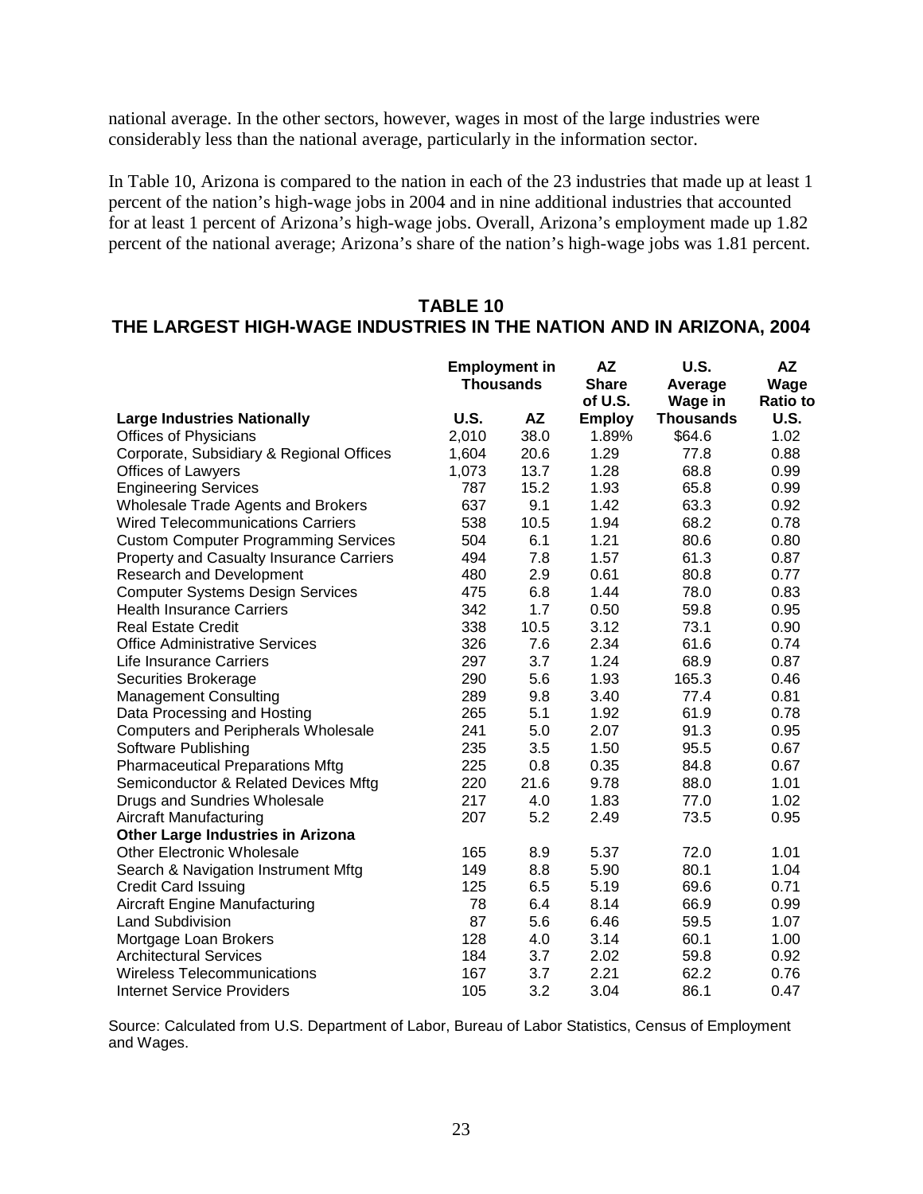national average. In the other sectors, however, wages in most of the large industries were considerably less than the national average, particularly in the information sector.

In Table 10, Arizona is compared to the nation in each of the 23 industries that made up at least 1 percent of the nation's high-wage jobs in 2004 and in nine additional industries that accounted for at least 1 percent of Arizona's high-wage jobs. Overall, Arizona's employment made up 1.82 percent of the national average; Arizona's share of the nation's high-wage jobs was 1.81 percent.

## TABLE 10
## THE LARGEST HIGH-WAGE INDUSTRIES IN THE NATION AND IN ARIZONA, 2004

| | Employment in Thousands | | AZ Share of U.S. | U.S. Average Wage in | AZ Wage Ratio to |
|---|---|---|---|---|---|
| **Large Industries Nationally** | **U.S.** | **AZ** | **Employ** | **Thousands** | **U.S.** |
| Offices of Physicians | 2,010 | 38.0 | 1.89% | $64.6 | 1.02 |
| Corporate, Subsidiary & Regional Offices | 1,604 | 20.6 | 1.29 | 77.8 | 0.88 |
| Offices of Lawyers | 1,073 | 13.7 | 1.28 | 68.8 | 0.99 |
| Engineering Services | 787 | 15.2 | 1.93 | 65.8 | 0.99 |
| Wholesale Trade Agents and Brokers | 637 | 9.1 | 1.42 | 63.3 | 0.92 |
| Wired Telecommunications Carriers | 538 | 10.5 | 1.94 | 68.2 | 0.78 |
| Custom Computer Programming Services | 504 | 6.1 | 1.21 | 80.6 | 0.80 |
| Property and Casualty Insurance Carriers | 494 | 7.8 | 1.57 | 61.3 | 0.87 |
| Research and Development | 480 | 2.9 | 0.61 | 80.8 | 0.77 |
| Computer Systems Design Services | 475 | 6.8 | 1.44 | 78.0 | 0.83 |
| Health Insurance Carriers | 342 | 1.7 | 0.50 | 59.8 | 0.95 |
| Real Estate Credit | 338 | 10.5 | 3.12 | 73.1 | 0.90 |
| Office Administrative Services | 326 | 7.6 | 2.34 | 61.6 | 0.74 |
| Life Insurance Carriers | 297 | 3.7 | 1.24 | 68.9 | 0.87 |
| Securities Brokerage | 290 | 5.6 | 1.93 | 165.3 | 0.46 |
| Management Consulting | 289 | 9.8 | 3.40 | 77.4 | 0.81 |
| Data Processing and Hosting | 265 | 5.1 | 1.92 | 61.9 | 0.78 |
| Computers and Peripherals Wholesale | 241 | 5.0 | 2.07 | 91.3 | 0.95 |
| Software Publishing | 235 | 3.5 | 1.50 | 95.5 | 0.67 |
| Pharmaceutical Preparations Mftg | 225 | 0.8 | 0.35 | 84.8 | 0.67 |
| Semiconductor & Related Devices Mftg | 220 | 21.6 | 9.78 | 88.0 | 1.01 |
| Drugs and Sundries Wholesale | 217 | 4.0 | 1.83 | 77.0 | 1.02 |
| Aircraft Manufacturing | 207 | 5.2 | 2.49 | 73.5 | 0.95 |
| **Other Large Industries in Arizona** | | | | | |
| Other Electronic Wholesale | 165 | 8.9 | 5.37 | 72.0 | 1.01 |
| Search & Navigation Instrument Mftg | 149 | 8.8 | 5.90 | 80.1 | 1.04 |
| Credit Card Issuing | 125 | 6.5 | 5.19 | 69.6 | 0.71 |
| Aircraft Engine Manufacturing | 78 | 6.4 | 8.14 | 66.9 | 0.99 |
| Land Subdivision | 87 | 5.6 | 6.46 | 59.5 | 1.07 |
| Mortgage Loan Brokers | 128 | 4.0 | 3.14 | 60.1 | 1.00 |
| Architectural Services | 184 | 3.7 | 2.02 | 59.8 | 0.92 |
| Wireless Telecommunications | 167 | 3.7 | 2.21 | 62.2 | 0.76 |
| Internet Service Providers | 105 | 3.2 | 3.04 | 86.1 | 0.47 |

Source: Calculated from U.S. Department of Labor, Bureau of Labor Statistics, Census of Employment and Wages.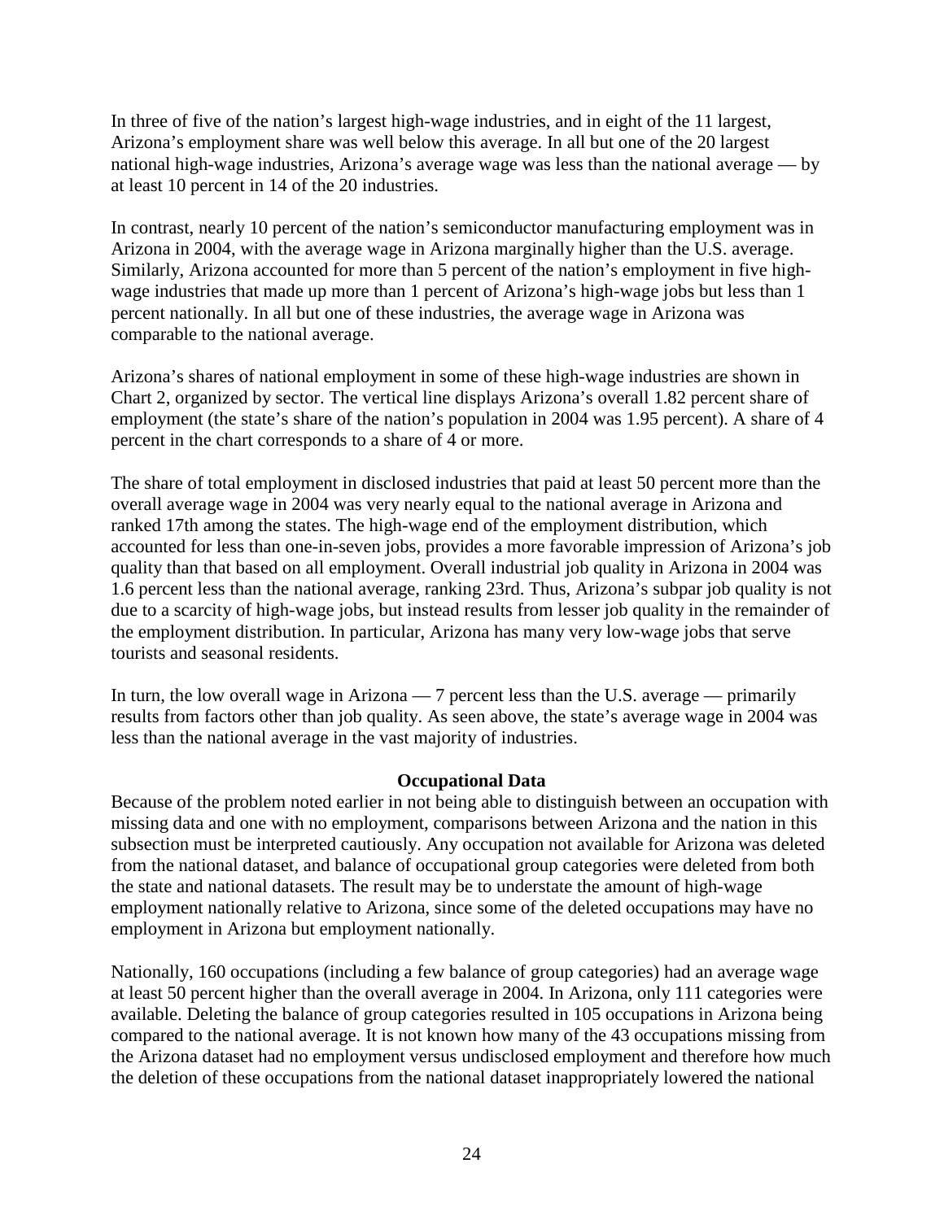In three of five of the nation's largest high-wage industries, and in eight of the 11 largest, Arizona's employment share was well below this average. In all but one of the 20 largest national high-wage industries, Arizona's average wage was less than the national average — by at least 10 percent in 14 of the 20 industries.

In contrast, nearly 10 percent of the nation's semiconductor manufacturing employment was in Arizona in 2004, with the average wage in Arizona marginally higher than the U.S. average. Similarly, Arizona accounted for more than 5 percent of the nation's employment in five high-wage industries that made up more than 1 percent of Arizona's high-wage jobs but less than 1 percent nationally. In all but one of these industries, the average wage in Arizona was comparable to the national average.

Arizona's shares of national employment in some of these high-wage industries are shown in Chart 2, organized by sector. The vertical line displays Arizona's overall 1.82 percent share of employment (the state's share of the nation's population in 2004 was 1.95 percent). A share of 4 percent in the chart corresponds to a share of 4 or more.

The share of total employment in disclosed industries that paid at least 50 percent more than the overall average wage in 2004 was very nearly equal to the national average in Arizona and ranked 17th among the states. The high-wage end of the employment distribution, which accounted for less than one-in-seven jobs, provides a more favorable impression of Arizona's job quality than that based on all employment. Overall industrial job quality in Arizona in 2004 was 1.6 percent less than the national average, ranking 23rd. Thus, Arizona's subpar job quality is not due to a scarcity of high-wage jobs, but instead results from lesser job quality in the remainder of the employment distribution. In particular, Arizona has many very low-wage jobs that serve tourists and seasonal residents.

In turn, the low overall wage in Arizona — 7 percent less than the U.S. average — primarily results from factors other than job quality. As seen above, the state's average wage in 2004 was less than the national average in the vast majority of industries.

**Occupational Data**

Because of the problem noted earlier in not being able to distinguish between an occupation with missing data and one with no employment, comparisons between Arizona and the nation in this subsection must be interpreted cautiously. Any occupation not available for Arizona was deleted from the national dataset, and balance of occupational group categories were deleted from both the state and national datasets. The result may be to understate the amount of high-wage employment nationally relative to Arizona, since some of the deleted occupations may have no employment in Arizona but employment nationally.

Nationally, 160 occupations (including a few balance of group categories) had an average wage at least 50 percent higher than the overall average in 2004. In Arizona, only 111 categories were available. Deleting the balance of group categories resulted in 105 occupations in Arizona being compared to the national average. It is not known how many of the 43 occupations missing from the Arizona dataset had no employment versus undisclosed employment and therefore how much the deletion of these occupations from the national dataset inappropriately lowered the national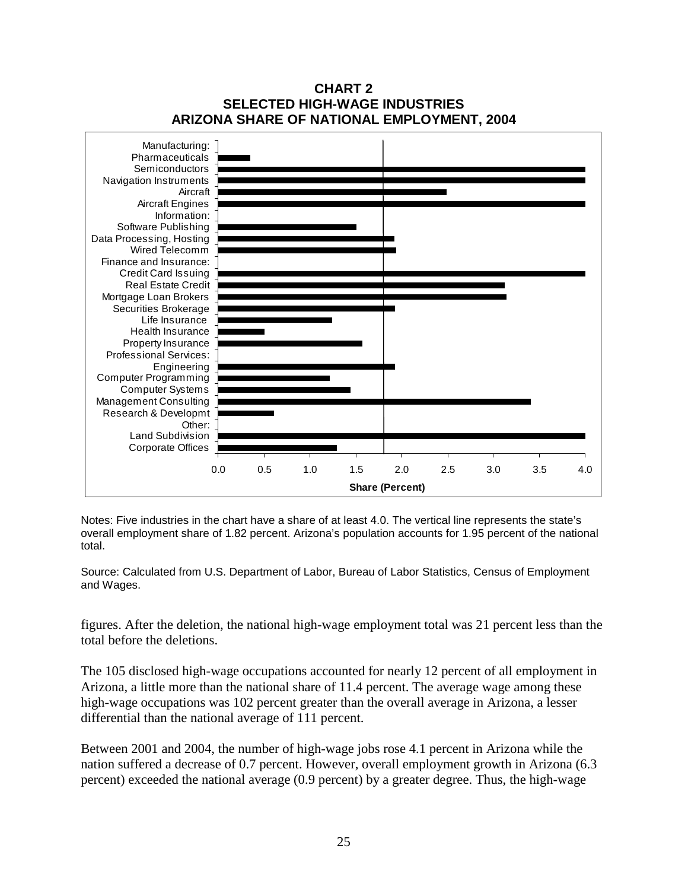**CHART 2**
**SELECTED HIGH-WAGE INDUSTRIES**
**ARIZONA SHARE OF NATIONAL EMPLOYMENT, 2004**

Notes: Five industries in the chart have a share of at least 4.0. The vertical line represents the state's overall employment share of 1.82 percent. Arizona's population accounts for 1.95 percent of the national total.

Source: Calculated from U.S. Department of Labor, Bureau of Labor Statistics, Census of Employment and Wages.

figures. After the deletion, the national high-wage employment total was 21 percent less than the total before the deletions.

The 105 disclosed high-wage occupations accounted for nearly 12 percent of all employment in Arizona, a little more than the national share of 11.4 percent. The average wage among these high-wage occupations was 102 percent greater than the overall average in Arizona, a lesser differential than the national average of 111 percent.

Between 2001 and 2004, the number of high-wage jobs rose 4.1 percent in Arizona while the nation suffered a decrease of 0.7 percent. However, overall employment growth in Arizona (6.3 percent) exceeded the national average (0.9 percent) by a greater degree. Thus, the high-wage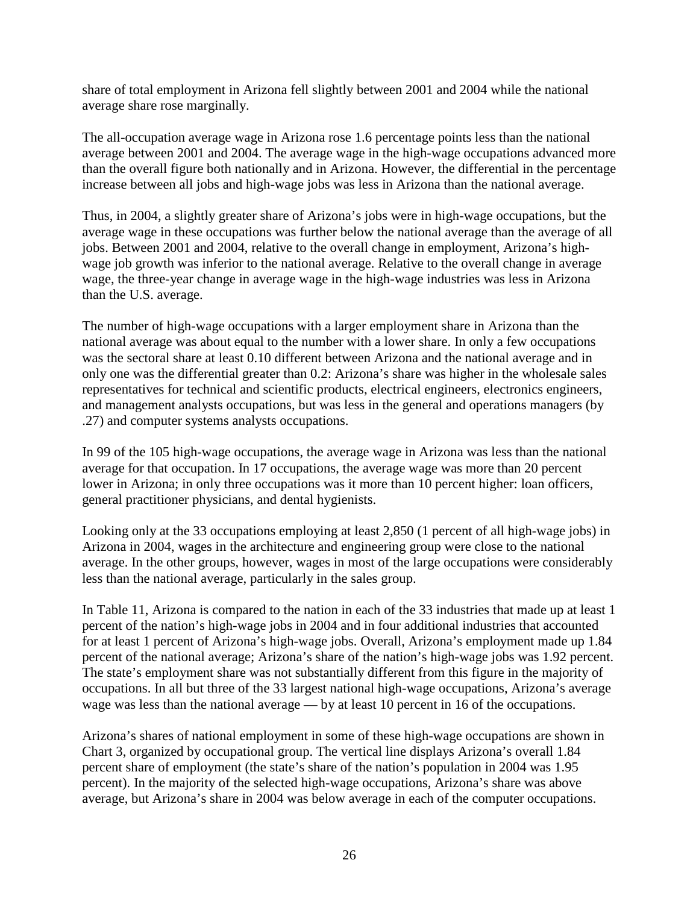share of total employment in Arizona fell slightly between 2001 and 2004 while the national average share rose marginally.

The all-occupation average wage in Arizona rose 1.6 percentage points less than the national average between 2001 and 2004. The average wage in the high-wage occupations advanced more than the overall figure both nationally and in Arizona. However, the differential in the percentage increase between all jobs and high-wage jobs was less in Arizona than the national average.

Thus, in 2004, a slightly greater share of Arizona's jobs were in high-wage occupations, but the average wage in these occupations was further below the national average than the average of all jobs. Between 2001 and 2004, relative to the overall change in employment, Arizona's high-wage job growth was inferior to the national average. Relative to the overall change in average wage, the three-year change in average wage in the high-wage industries was less in Arizona than the U.S. average.

The number of high-wage occupations with a larger employment share in Arizona than the national average was about equal to the number with a lower share. In only a few occupations was the sectoral share at least 0.10 different between Arizona and the national average and in only one was the differential greater than 0.2: Arizona's share was higher in the wholesale sales representatives for technical and scientific products, electrical engineers, electronics engineers, and management analysts occupations, but was less in the general and operations managers (by .27) and computer systems analysts occupations.

In 99 of the 105 high-wage occupations, the average wage in Arizona was less than the national average for that occupation. In 17 occupations, the average wage was more than 20 percent lower in Arizona; in only three occupations was it more than 10 percent higher: loan officers, general practitioner physicians, and dental hygienists.

Looking only at the 33 occupations employing at least 2,850 (1 percent of all high-wage jobs) in Arizona in 2004, wages in the architecture and engineering group were close to the national average. In the other groups, however, wages in most of the large occupations were considerably less than the national average, particularly in the sales group.

In Table 11, Arizona is compared to the nation in each of the 33 industries that made up at least 1 percent of the nation's high-wage jobs in 2004 and in four additional industries that accounted for at least 1 percent of Arizona's high-wage jobs. Overall, Arizona's employment made up 1.84 percent of the national average; Arizona's share of the nation's high-wage jobs was 1.92 percent. The state's employment share was not substantially different from this figure in the majority of occupations. In all but three of the 33 largest national high-wage occupations, Arizona's average wage was less than the national average — by at least 10 percent in 16 of the occupations.

Arizona's shares of national employment in some of these high-wage occupations are shown in Chart 3, organized by occupational group. The vertical line displays Arizona's overall 1.84 percent share of employment (the state's share of the nation's population in 2004 was 1.95 percent). In the majority of the selected high-wage occupations, Arizona's share was above average, but Arizona's share in 2004 was below average in each of the computer occupations.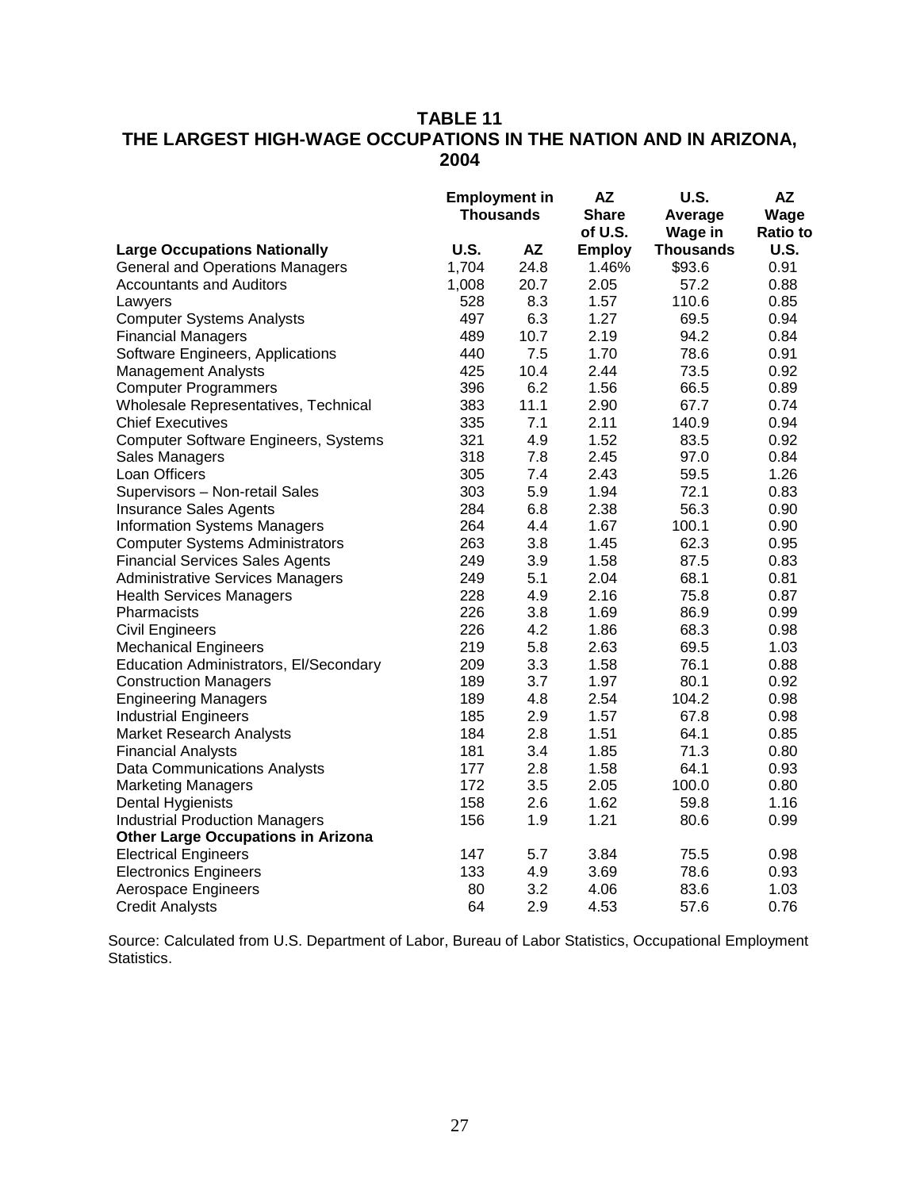## TABLE 11
## THE LARGEST HIGH-WAGE OCCUPATIONS IN THE NATION AND IN ARIZONA, 2004

| | Employment in Thousands | | AZ Share of U.S. | U.S. Average Wage in | AZ Wage Ratio to |
|---|---|---|---|---|---|
| **Large Occupations Nationally** | **U.S.** | **AZ** | **Employ** | **Thousands** | **U.S.** |
| General and Operations Managers | 1,704 | 24.8 | 1.46% | $93.6 | 0.91 |
| Accountants and Auditors | 1,008 | 20.7 | 2.05 | 57.2 | 0.88 |
| Lawyers | 528 | 8.3 | 1.57 | 110.6 | 0.85 |
| Computer Systems Analysts | 497 | 6.3 | 1.27 | 69.5 | 0.94 |
| Financial Managers | 489 | 10.7 | 2.19 | 94.2 | 0.84 |
| Software Engineers, Applications | 440 | 7.5 | 1.70 | 78.6 | 0.91 |
| Management Analysts | 425 | 10.4 | 2.44 | 73.5 | 0.92 |
| Computer Programmers | 396 | 6.2 | 1.56 | 66.5 | 0.89 |
| Wholesale Representatives, Technical | 383 | 11.1 | 2.90 | 67.7 | 0.74 |
| Chief Executives | 335 | 7.1 | 2.11 | 140.9 | 0.94 |
| Computer Software Engineers, Systems | 321 | 4.9 | 1.52 | 83.5 | 0.92 |
| Sales Managers | 318 | 7.8 | 2.45 | 97.0 | 0.84 |
| Loan Officers | 305 | 7.4 | 2.43 | 59.5 | 1.26 |
| Supervisors – Non-retail Sales | 303 | 5.9 | 1.94 | 72.1 | 0.83 |
| Insurance Sales Agents | 284 | 6.8 | 2.38 | 56.3 | 0.90 |
| Information Systems Managers | 264 | 4.4 | 1.67 | 100.1 | 0.90 |
| Computer Systems Administrators | 263 | 3.8 | 1.45 | 62.3 | 0.95 |
| Financial Services Sales Agents | 249 | 3.9 | 1.58 | 87.5 | 0.83 |
| Administrative Services Managers | 249 | 5.1 | 2.04 | 68.1 | 0.81 |
| Health Services Managers | 228 | 4.9 | 2.16 | 75.8 | 0.87 |
| Pharmacists | 226 | 3.8 | 1.69 | 86.9 | 0.99 |
| Civil Engineers | 226 | 4.2 | 1.86 | 68.3 | 0.98 |
| Mechanical Engineers | 219 | 5.8 | 2.63 | 69.5 | 1.03 |
| Education Administrators, El/Secondary | 209 | 3.3 | 1.58 | 76.1 | 0.88 |
| Construction Managers | 189 | 3.7 | 1.97 | 80.1 | 0.92 |
| Engineering Managers | 189 | 4.8 | 2.54 | 104.2 | 0.98 |
| Industrial Engineers | 185 | 2.9 | 1.57 | 67.8 | 0.98 |
| Market Research Analysts | 184 | 2.8 | 1.51 | 64.1 | 0.85 |
| Financial Analysts | 181 | 3.4 | 1.85 | 71.3 | 0.80 |
| Data Communications Analysts | 177 | 2.8 | 1.58 | 64.1 | 0.93 |
| Marketing Managers | 172 | 3.5 | 2.05 | 100.0 | 0.80 |
| Dental Hygienists | 158 | 2.6 | 1.62 | 59.8 | 1.16 |
| Industrial Production Managers | 156 | 1.9 | 1.21 | 80.6 | 0.99 |
| **Other Large Occupations in Arizona** | | | | | |
| Electrical Engineers | 147 | 5.7 | 3.84 | 75.5 | 0.98 |
| Electronics Engineers | 133 | 4.9 | 3.69 | 78.6 | 0.93 |
| Aerospace Engineers | 80 | 3.2 | 4.06 | 83.6 | 1.03 |
| Credit Analysts | 64 | 2.9 | 4.53 | 57.6 | 0.76 |

Source: Calculated from U.S. Department of Labor, Bureau of Labor Statistics, Occupational Employment Statistics.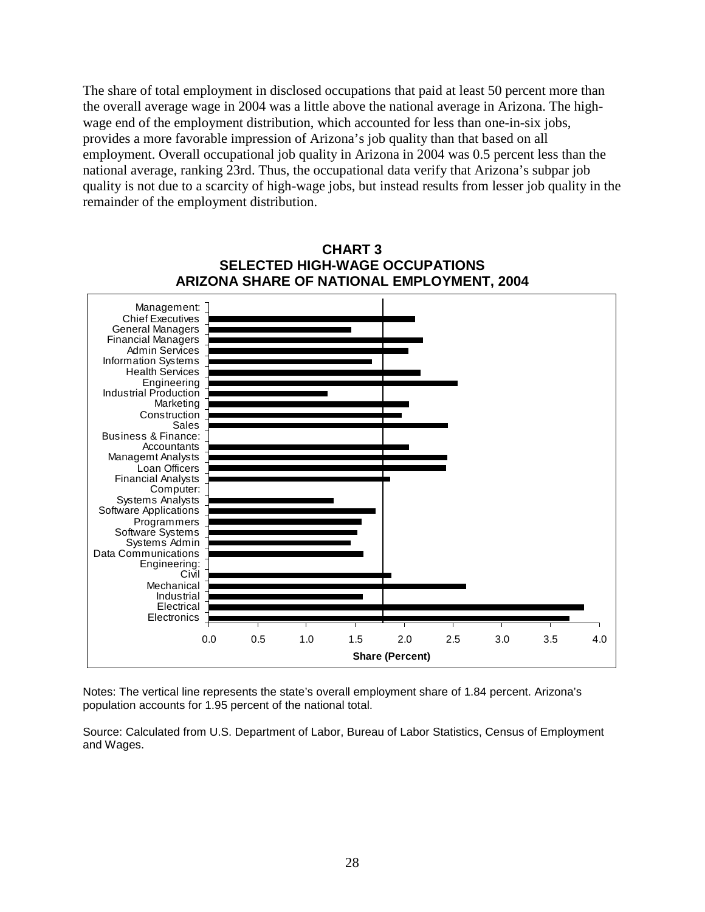The share of total employment in disclosed occupations that paid at least 50 percent more than the overall average wage in 2004 was a little above the national average in Arizona. The high-wage end of the employment distribution, which accounted for less than one-in-six jobs, provides a more favorable impression of Arizona's job quality than that based on all employment. Overall occupational job quality in Arizona in 2004 was 0.5 percent less than the national average, ranking 23rd. Thus, the occupational data verify that Arizona's subpar job quality is not due to a scarcity of high-wage jobs, but instead results from lesser job quality in the remainder of the employment distribution.

**CHART 3**
**SELECTED HIGH-WAGE OCCUPATIONS**
**ARIZONA SHARE OF NATIONAL EMPLOYMENT, 2004**

Management:
Chief Executives
General Managers
Financial Managers
Admin Services
Information Systems
Health Services
Engineering
Industrial Production
Marketing
Construction
Sales
Business & Finance:
Accountants
Managemt Analysts
Loan Officers
Financial Analysts
Computer:
Systems Analysts
Software Applications
Programmers
Software Systems
Systems Admin
Data Communications
Engineering:
Civil
Mechanical
Industrial
Electrical
Electronics

0.0 0.5 1.0 1.5 2.0 2.5 3.0 3.5 4.0

Share (Percent)

Notes: The vertical line represents the state's overall employment share of 1.84 percent. Arizona's population accounts for 1.95 percent of the national total.

Source: Calculated from U.S. Department of Labor, Bureau of Labor Statistics, Census of Employment and Wages.